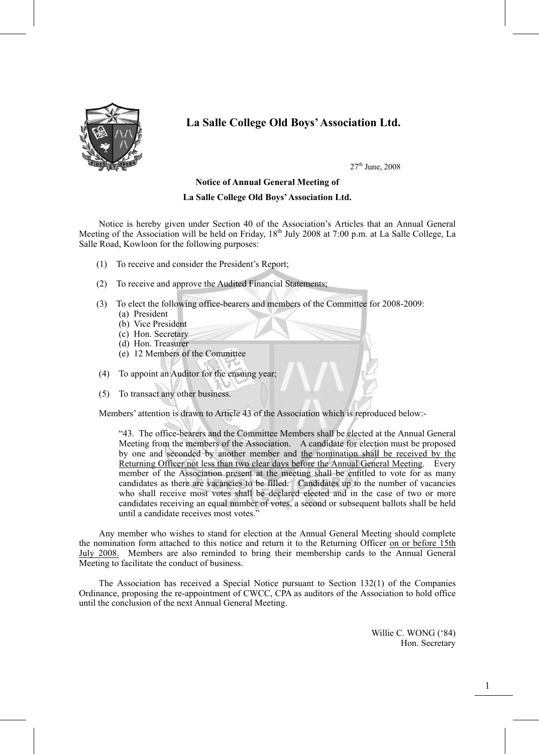# La Salle College Old Boys' Association Ltd.

27th June, 2008

**Notice of Annual General Meeting of**

**La Salle College Old Boys' Association Ltd.**

Notice is hereby given under Section 40 of the Association's Articles that an Annual General Meeting of the Association will be held on Friday, 18th July 2008 at 7:00 p.m. at La Salle College, La Salle Road, Kowloon for the following purposes:

(1) To receive and consider the President's Report;

(2) To receive and approve the Audited Financial Statements;

(3) To elect the following office-bearers and members of the Committee for 2008-2009:
   - (a) President
   - (b) Vice President
   - (c) Hon. Secretary
   - (d) Hon. Treasurer
   - (e) 12 Members of the Committee

(4) To appoint an Auditor for the ensuing year;

(5) To transact any other business.

Members' attention is drawn to Article 43 of the Association which is reproduced below:-

> "43. The office-bearers and the Committee Members shall be elected at the Annual General Meeting from the members of the Association. A candidate for election must be proposed by one and seconded by another member and <u>the nomination shall be received by the Returning Officer not less than two clear days before the Annual General Meeting</u>. Every member of the Association present at the meeting shall be entitled to vote for as many candidates as there are vacancies to be filled. Candidates up to the number of vacancies who shall receive most votes shall be declared elected and in the case of two or more candidates receiving an equal number of votes, a second or subsequent ballots shall be held until a candidate receives most votes."

Any member who wishes to stand for election at the Annual General Meeting should complete the nomination form attached to this notice and return it to the Returning Officer <u>on or before 15th July 2008.</u> Members are also reminded to bring their membership cards to the Annual General Meeting to facilitate the conduct of business.

The Association has received a Special Notice pursuant to Section 132(1) of the Companies Ordinance, proposing the re-appointment of CWCC, CPA as auditors of the Association to hold office until the conclusion of the next Annual General Meeting.

Willie C. WONG ('84)
Hon. Secretary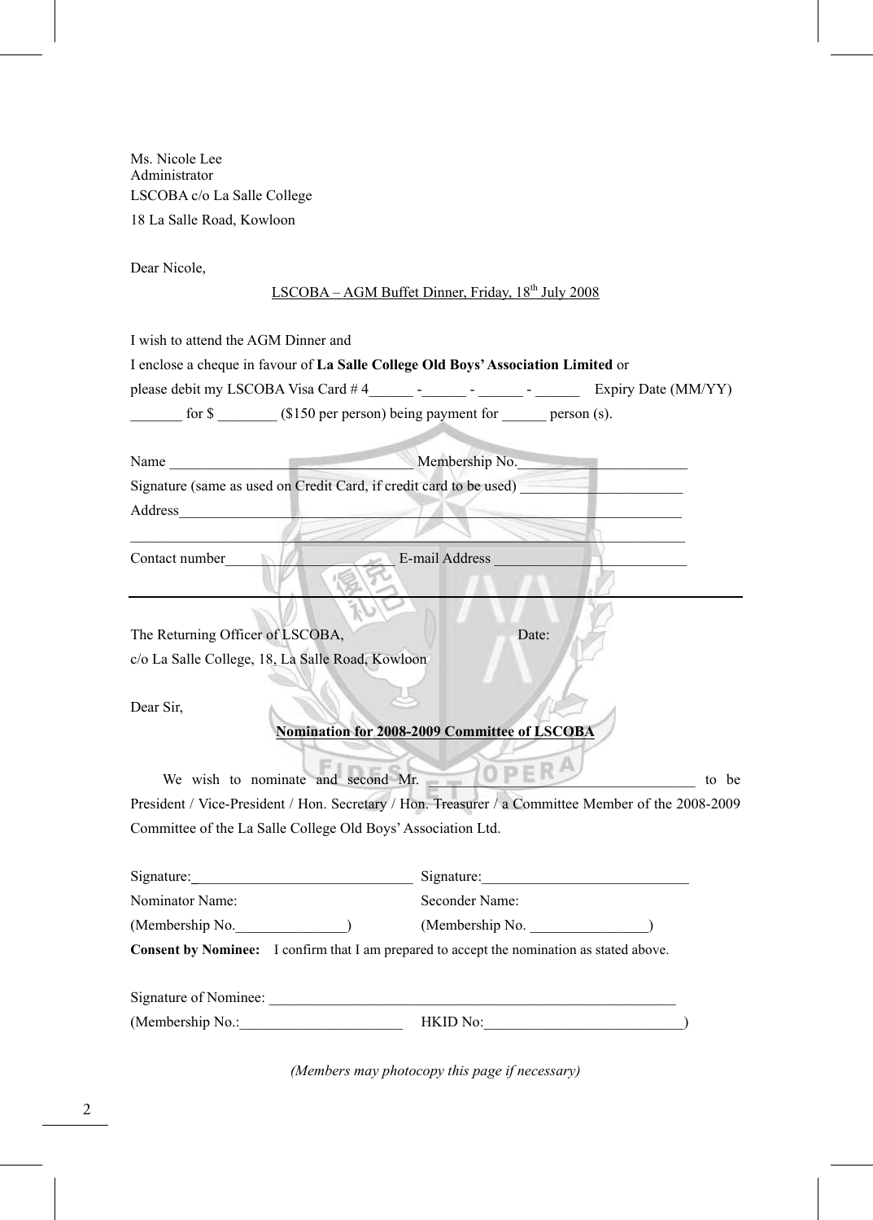Ms. Nicole Lee
Administrator
LSCOBA c/o La Salle College
18 La Salle Road, Kowloon

Dear Nicole,

LSCOBA – AGM Buffet Dinner, Friday, 18th July 2008

I wish to attend the AGM Dinner and
I enclose a cheque in favour of **La Salle College Old Boys' Association Limited** or
please debit my LSCOBA Visa Card # 4______ -______ - ______ - ______ Expiry Date (MM/YY)
_______ for $ ________ ($150 per person) being payment for ______ person (s).

Name ________________________________ Membership No.______________________
Signature (same as used on Credit Card, if credit card to be used) ______________________
Address__________________________________________________________________
_________________________________________________________________________
Contact number______________________ E-mail Address __________________________

---

The Returning Officer of LSCOBA, Date:
c/o La Salle College, 18, La Salle Road, Kowloon

Dear Sir,

**Nomination for 2008-2009 Committee of LSCOBA**

We wish to nominate and second Mr. ______________________________ to be President / Vice-President / Hon. Secretary / Hon. Treasurer / a Committee Member of the 2008-2009 Committee of the La Salle College Old Boys' Association Ltd.

Signature:______________________________ Signature:____________________________
Nominator Name: Seconder Name:
(Membership No._______________) (Membership No. ________________)

**Consent by Nominee:** I confirm that I am prepared to accept the nomination as stated above.

Signature of Nominee: __________________________________________________________
(Membership No.:______________________ HKID No:___________________________)

*(Members may photocopy this page if necessary)*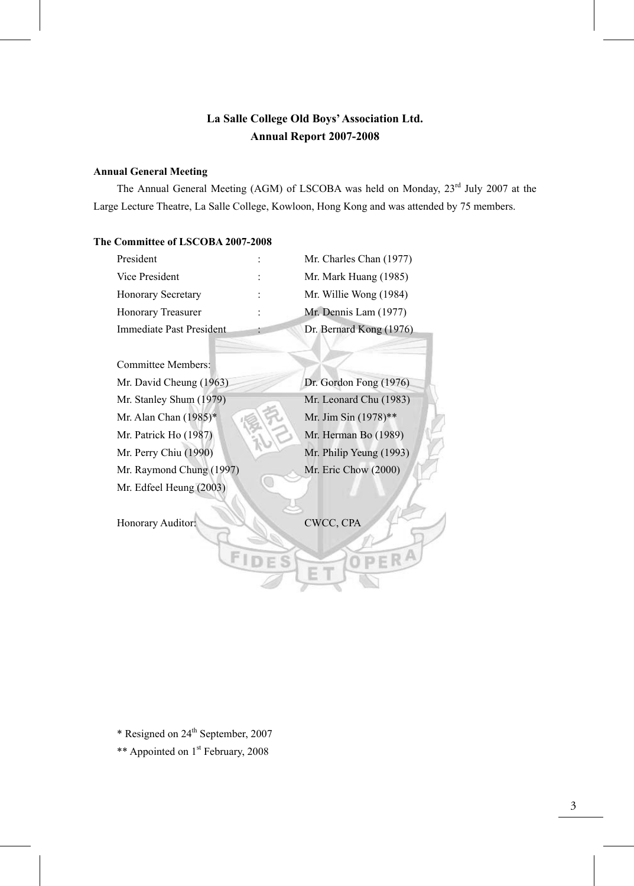# La Salle College Old Boys' Association Ltd.
## Annual Report 2007-2008

### Annual General Meeting

The Annual General Meeting (AGM) of LSCOBA was held on Monday, 23rd July 2007 at the Large Lecture Theatre, La Salle College, Kowloon, Hong Kong and was attended by 75 members.

### The Committee of LSCOBA 2007-2008

| | | |
|---|---|---|
| President | : | Mr. Charles Chan (1977) |
| Vice President | : | Mr. Mark Huang (1985) |
| Honorary Secretary | : | Mr. Willie Wong (1984) |
| Honorary Treasurer | : | Mr. Dennis Lam (1977) |
| Immediate Past President | : | Dr. Bernard Kong (1976) |

Committee Members:

| | |
|---|---|
| Mr. David Cheung (1963) | Dr. Gordon Fong (1976) |
| Mr. Stanley Shum (1979) | Mr. Leonard Chu (1983) |
| Mr. Alan Chan (1985)* | Mr. Jim Sin (1978)** |
| Mr. Patrick Ho (1987) | Mr. Herman Bo (1989) |
| Mr. Perry Chiu (1990) | Mr. Philip Yeung (1993) |
| Mr. Raymond Chung (1997) | Mr. Eric Chow (2000) |
| Mr. Edfeel Heung (2003) | |

Honorary Auditor: CWCC, CPA

* Resigned on 24th September, 2007

** Appointed on 1st February, 2008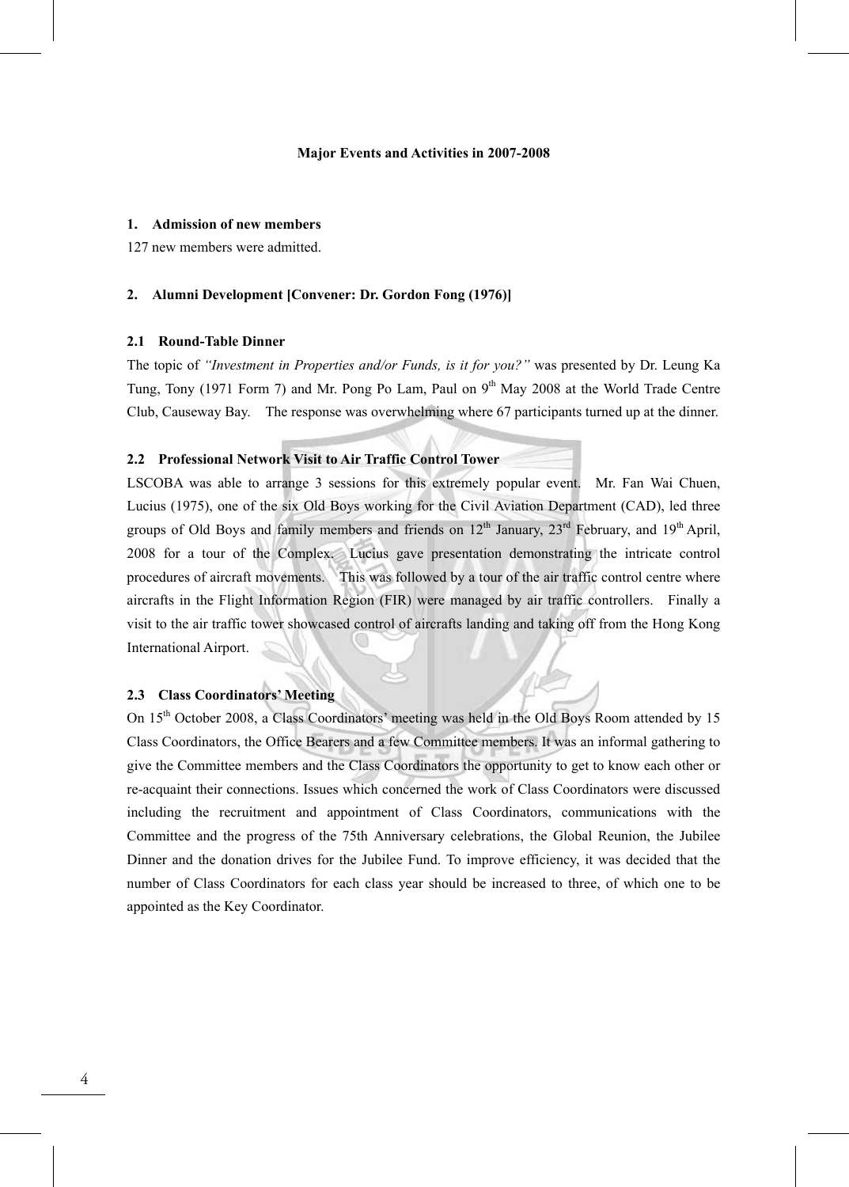## Major Events and Activities in 2007-2008

### 1. Admission of new members

127 new members were admitted.

### 2. Alumni Development [Convener: Dr. Gordon Fong (1976)]

#### 2.1 Round-Table Dinner

The topic of *"Investment in Properties and/or Funds, is it for you?"* was presented by Dr. Leung Ka Tung, Tony (1971 Form 7) and Mr. Pong Po Lam, Paul on 9th May 2008 at the World Trade Centre Club, Causeway Bay. The response was overwhelming where 67 participants turned up at the dinner.

#### 2.2 Professional Network Visit to Air Traffic Control Tower

LSCOBA was able to arrange 3 sessions for this extremely popular event. Mr. Fan Wai Chuen, Lucius (1975), one of the six Old Boys working for the Civil Aviation Department (CAD), led three groups of Old Boys and family members and friends on 12th January, 23rd February, and 19th April, 2008 for a tour of the Complex. Lucius gave presentation demonstrating the intricate control procedures of aircraft movements. This was followed by a tour of the air traffic control centre where aircrafts in the Flight Information Region (FIR) were managed by air traffic controllers. Finally a visit to the air traffic tower showcased control of aircrafts landing and taking off from the Hong Kong International Airport.

#### 2.3 Class Coordinators' Meeting

On 15th October 2008, a Class Coordinators' meeting was held in the Old Boys Room attended by 15 Class Coordinators, the Office Bearers and a few Committee members. It was an informal gathering to give the Committee members and the Class Coordinators the opportunity to get to know each other or re-acquaint their connections. Issues which concerned the work of Class Coordinators were discussed including the recruitment and appointment of Class Coordinators, communications with the Committee and the progress of the 75th Anniversary celebrations, the Global Reunion, the Jubilee Dinner and the donation drives for the Jubilee Fund. To improve efficiency, it was decided that the number of Class Coordinators for each class year should be increased to three, of which one to be appointed as the Key Coordinator.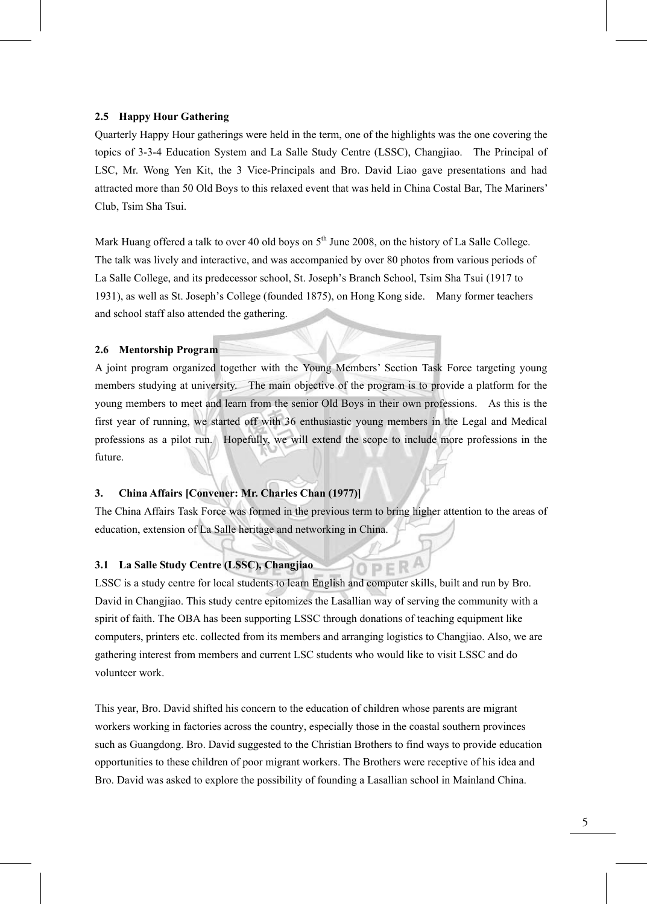### 2.5 Happy Hour Gathering

Quarterly Happy Hour gatherings were held in the term, one of the highlights was the one covering the topics of 3-3-4 Education System and La Salle Study Centre (LSSC), Changjiao. The Principal of LSC, Mr. Wong Yen Kit, the 3 Vice-Principals and Bro. David Liao gave presentations and had attracted more than 50 Old Boys to this relaxed event that was held in China Costal Bar, The Mariners' Club, Tsim Sha Tsui.

Mark Huang offered a talk to over 40 old boys on 5th June 2008, on the history of La Salle College. The talk was lively and interactive, and was accompanied by over 80 photos from various periods of La Salle College, and its predecessor school, St. Joseph's Branch School, Tsim Sha Tsui (1917 to 1931), as well as St. Joseph's College (founded 1875), on Hong Kong side. Many former teachers and school staff also attended the gathering.

### 2.6 Mentorship Program

A joint program organized together with the Young Members' Section Task Force targeting young members studying at university. The main objective of the program is to provide a platform for the young members to meet and learn from the senior Old Boys in their own professions. As this is the first year of running, we started off with 36 enthusiastic young members in the Legal and Medical professions as a pilot run. Hopefully, we will extend the scope to include more professions in the future.

## 3. China Affairs [Convener: Mr. Charles Chan (1977)]

The China Affairs Task Force was formed in the previous term to bring higher attention to the areas of education, extension of La Salle heritage and networking in China.

### 3.1 La Salle Study Centre (LSSC), Changjiao

LSSC is a study centre for local students to learn English and computer skills, built and run by Bro. David in Changjiao. This study centre epitomizes the Lasallian way of serving the community with a spirit of faith. The OBA has been supporting LSSC through donations of teaching equipment like computers, printers etc. collected from its members and arranging logistics to Changjiao. Also, we are gathering interest from members and current LSC students who would like to visit LSSC and do volunteer work.

This year, Bro. David shifted his concern to the education of children whose parents are migrant workers working in factories across the country, especially those in the coastal southern provinces such as Guangdong. Bro. David suggested to the Christian Brothers to find ways to provide education opportunities to these children of poor migrant workers. The Brothers were receptive of his idea and Bro. David was asked to explore the possibility of founding a Lasallian school in Mainland China.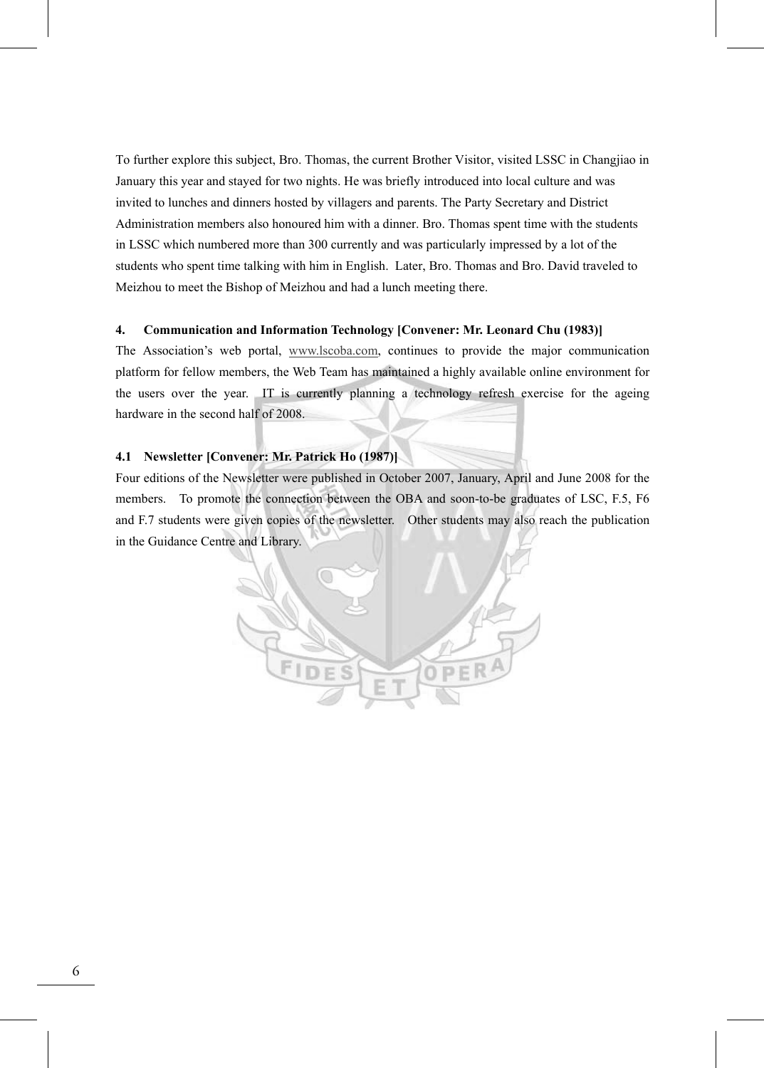To further explore this subject, Bro. Thomas, the current Brother Visitor, visited LSSC in Changjiao in January this year and stayed for two nights. He was briefly introduced into local culture and was invited to lunches and dinners hosted by villagers and parents. The Party Secretary and District Administration members also honoured him with a dinner. Bro. Thomas spent time with the students in LSSC which numbered more than 300 currently and was particularly impressed by a lot of the students who spent time talking with him in English. Later, Bro. Thomas and Bro. David traveled to Meizhou to meet the Bishop of Meizhou and had a lunch meeting there.

### 4. Communication and Information Technology [Convener: Mr. Leonard Chu (1983)]

The Association's web portal, www.lscoba.com, continues to provide the major communication platform for fellow members, the Web Team has maintained a highly available online environment for the users over the year. IT is currently planning a technology refresh exercise for the ageing hardware in the second half of 2008.

### 4.1 Newsletter [Convener: Mr. Patrick Ho (1987)]

Four editions of the Newsletter were published in October 2007, January, April and June 2008 for the members. To promote the connection between the OBA and soon-to-be graduates of LSC, F.5, F6 and F.7 students were given copies of the newsletter. Other students may also reach the publication in the Guidance Centre and Library.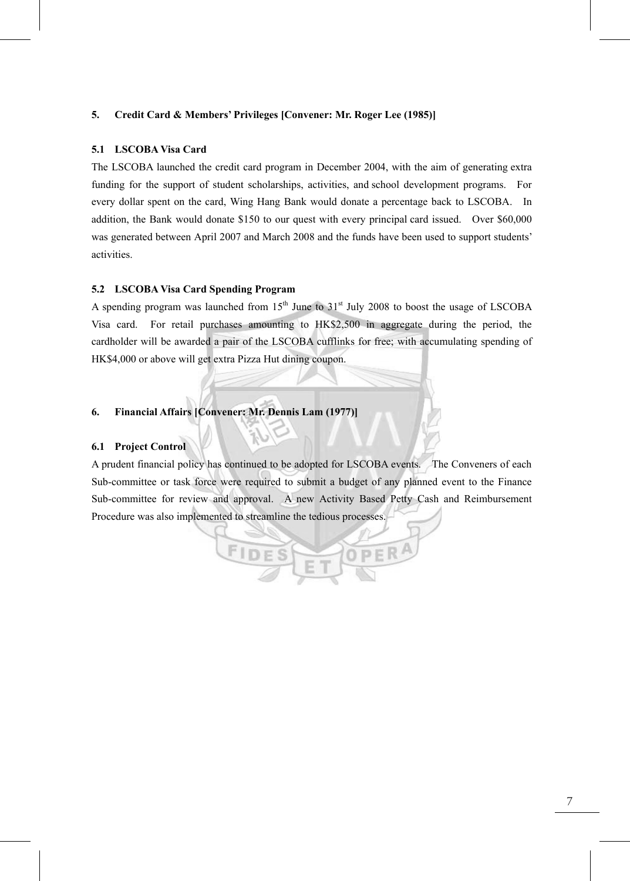## 5. Credit Card & Members' Privileges [Convener: Mr. Roger Lee (1985)]

### 5.1 LSCOBA Visa Card

The LSCOBA launched the credit card program in December 2004, with the aim of generating extra funding for the support of student scholarships, activities, and school development programs. For every dollar spent on the card, Wing Hang Bank would donate a percentage back to LSCOBA. In addition, the Bank would donate $150 to our quest with every principal card issued. Over $60,000 was generated between April 2007 and March 2008 and the funds have been used to support students' activities.

### 5.2 LSCOBA Visa Card Spending Program

A spending program was launched from 15th June to 31st July 2008 to boost the usage of LSCOBA Visa card. For retail purchases amounting to HK$2,500 in aggregate during the period, the cardholder will be awarded a pair of the LSCOBA cufflinks for free; with accumulating spending of HK$4,000 or above will get extra Pizza Hut dining coupon.

## 6. Financial Affairs [Convener: Mr. Dennis Lam (1977)]

### 6.1 Project Control

A prudent financial policy has continued to be adopted for LSCOBA events. The Conveners of each Sub-committee or task force were required to submit a budget of any planned event to the Finance Sub-committee for review and approval. A new Activity Based Petty Cash and Reimbursement Procedure was also implemented to streamline the tedious processes.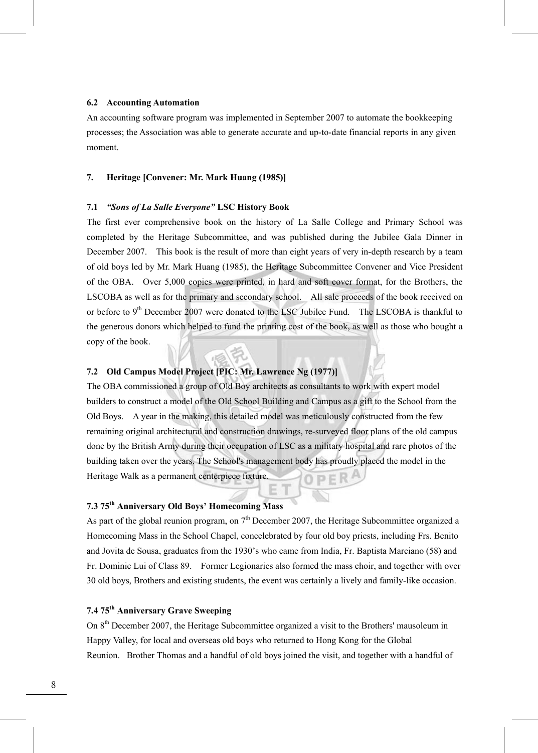### 6.2 Accounting Automation

An accounting software program was implemented in September 2007 to automate the bookkeeping processes; the Association was able to generate accurate and up-to-date financial reports in any given moment.

## 7. Heritage [Convener: Mr. Mark Huang (1985)]

### 7.1 *"Sons of La Salle Everyone"* LSC History Book

The first ever comprehensive book on the history of La Salle College and Primary School was completed by the Heritage Subcommittee, and was published during the Jubilee Gala Dinner in December 2007. This book is the result of more than eight years of very in-depth research by a team of old boys led by Mr. Mark Huang (1985), the Heritage Subcommittee Convener and Vice President of the OBA. Over 5,000 copies were printed, in hard and soft cover format, for the Brothers, the LSCOBA as well as for the primary and secondary school. All sale proceeds of the book received on or before to 9th December 2007 were donated to the LSC Jubilee Fund. The LSCOBA is thankful to the generous donors which helped to fund the printing cost of the book, as well as those who bought a copy of the book.

### 7.2 Old Campus Model Project [PIC: Mr. Lawrence Ng (1977)]

The OBA commissioned a group of Old Boy architects as consultants to work with expert model builders to construct a model of the Old School Building and Campus as a gift to the School from the Old Boys. A year in the making, this detailed model was meticulously constructed from the few remaining original architectural and construction drawings, re-surveyed floor plans of the old campus done by the British Army during their occupation of LSC as a military hospital and rare photos of the building taken over the years. The School's management body has proudly placed the model in the Heritage Walk as a permanent centerpiece fixture.

### 7.3 75th Anniversary Old Boys' Homecoming Mass

As part of the global reunion program, on 7th December 2007, the Heritage Subcommittee organized a Homecoming Mass in the School Chapel, concelebrated by four old boy priests, including Frs. Benito and Jovita de Sousa, graduates from the 1930's who came from India, Fr. Baptista Marciano (58) and Fr. Dominic Lui of Class 89. Former Legionaries also formed the mass choir, and together with over 30 old boys, Brothers and existing students, the event was certainly a lively and family-like occasion.

### 7.4 75th Anniversary Grave Sweeping

On 8th December 2007, the Heritage Subcommittee organized a visit to the Brothers' mausoleum in Happy Valley, for local and overseas old boys who returned to Hong Kong for the Global Reunion. Brother Thomas and a handful of old boys joined the visit, and together with a handful of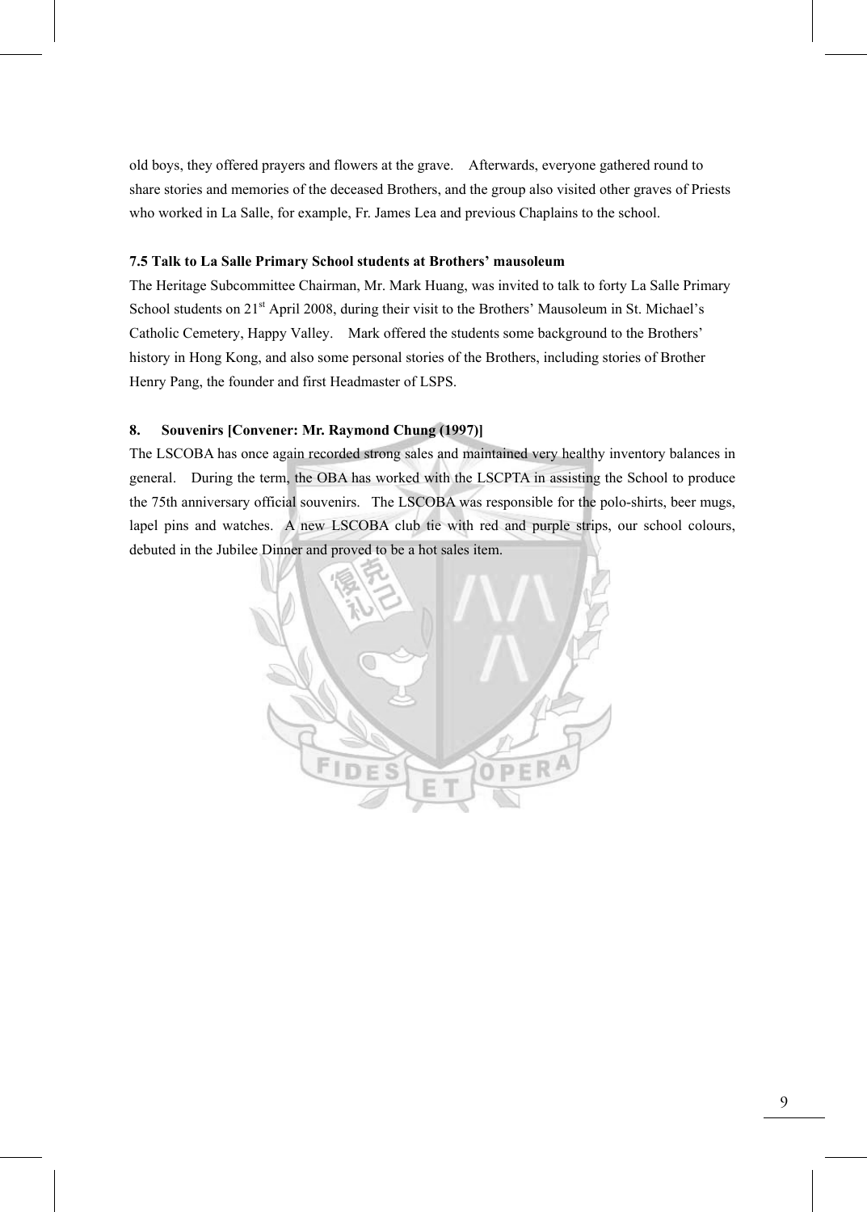old boys, they offered prayers and flowers at the grave. Afterwards, everyone gathered round to share stories and memories of the deceased Brothers, and the group also visited other graves of Priests who worked in La Salle, for example, Fr. James Lea and previous Chaplains to the school.

### 7.5 Talk to La Salle Primary School students at Brothers' mausoleum

The Heritage Subcommittee Chairman, Mr. Mark Huang, was invited to talk to forty La Salle Primary School students on 21st April 2008, during their visit to the Brothers' Mausoleum in St. Michael's Catholic Cemetery, Happy Valley. Mark offered the students some background to the Brothers' history in Hong Kong, and also some personal stories of the Brothers, including stories of Brother Henry Pang, the founder and first Headmaster of LSPS.

## 8. Souvenirs [Convener: Mr. Raymond Chung (1997)]

The LSCOBA has once again recorded strong sales and maintained very healthy inventory balances in general. During the term, the OBA has worked with the LSCPTA in assisting the School to produce the 75th anniversary official souvenirs. The LSCOBA was responsible for the polo-shirts, beer mugs, lapel pins and watches. A new LSCOBA club tie with red and purple strips, our school colours, debuted in the Jubilee Dinner and proved to be a hot sales item.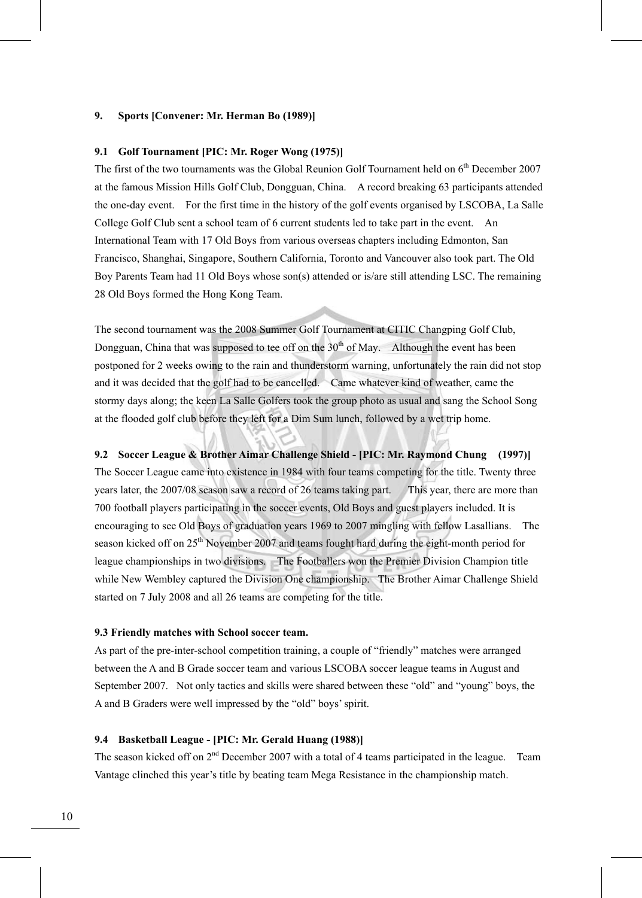## 9. Sports [Convener: Mr. Herman Bo (1989)]

### 9.1 Golf Tournament [PIC: Mr. Roger Wong (1975)]

The first of the two tournaments was the Global Reunion Golf Tournament held on 6th December 2007 at the famous Mission Hills Golf Club, Dongguan, China. A record breaking 63 participants attended the one-day event. For the first time in the history of the golf events organised by LSCOBA, La Salle College Golf Club sent a school team of 6 current students led to take part in the event. An International Team with 17 Old Boys from various overseas chapters including Edmonton, San Francisco, Shanghai, Singapore, Southern California, Toronto and Vancouver also took part. The Old Boy Parents Team had 11 Old Boys whose son(s) attended or is/are still attending LSC. The remaining 28 Old Boys formed the Hong Kong Team.

The second tournament was the 2008 Summer Golf Tournament at CITIC Changping Golf Club, Dongguan, China that was supposed to tee off on the 30th of May. Although the event has been postponed for 2 weeks owing to the rain and thunderstorm warning, unfortunately the rain did not stop and it was decided that the golf had to be cancelled. Came whatever kind of weather, came the stormy days along; the keen La Salle Golfers took the group photo as usual and sang the School Song at the flooded golf club before they left for a Dim Sum lunch, followed by a wet trip home.

### 9.2 Soccer League & Brother Aimar Challenge Shield - [PIC: Mr. Raymond Chung (1997)]

The Soccer League came into existence in 1984 with four teams competing for the title. Twenty three years later, the 2007/08 season saw a record of 26 teams taking part. This year, there are more than 700 football players participating in the soccer events, Old Boys and guest players included. It is encouraging to see Old Boys of graduation years 1969 to 2007 mingling with fellow Lasallians. The season kicked off on 25th November 2007 and teams fought hard during the eight-month period for league championships in two divisions. The Footballers won the Premier Division Champion title while New Wembley captured the Division One championship. The Brother Aimar Challenge Shield started on 7 July 2008 and all 26 teams are competing for the title.

### 9.3 Friendly matches with School soccer team.

As part of the pre-inter-school competition training, a couple of "friendly" matches were arranged between the A and B Grade soccer team and various LSCOBA soccer league teams in August and September 2007. Not only tactics and skills were shared between these "old" and "young" boys, the A and B Graders were well impressed by the "old" boys' spirit.

### 9.4 Basketball League - [PIC: Mr. Gerald Huang (1988)]

The season kicked off on 2nd December 2007 with a total of 4 teams participated in the league. Team Vantage clinched this year's title by beating team Mega Resistance in the championship match.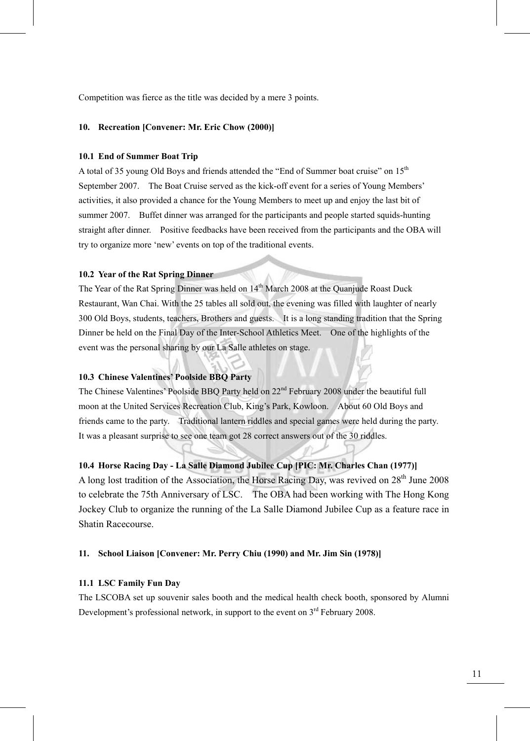Competition was fierce as the title was decided by a mere 3 points.

## 10. Recreation [Convener: Mr. Eric Chow (2000)]

### 10.1 End of Summer Boat Trip

A total of 35 young Old Boys and friends attended the "End of Summer boat cruise" on 15th September 2007. The Boat Cruise served as the kick-off event for a series of Young Members' activities, it also provided a chance for the Young Members to meet up and enjoy the last bit of summer 2007. Buffet dinner was arranged for the participants and people started squids-hunting straight after dinner. Positive feedbacks have been received from the participants and the OBA will try to organize more 'new' events on top of the traditional events.

### 10.2 Year of the Rat Spring Dinner

The Year of the Rat Spring Dinner was held on 14th March 2008 at the Quanjude Roast Duck Restaurant, Wan Chai. With the 25 tables all sold out, the evening was filled with laughter of nearly 300 Old Boys, students, teachers, Brothers and guests. It is a long standing tradition that the Spring Dinner be held on the Final Day of the Inter-School Athletics Meet. One of the highlights of the event was the personal sharing by our La Salle athletes on stage.

### 10.3 Chinese Valentines' Poolside BBQ Party

The Chinese Valentines' Poolside BBQ Party held on 22nd February 2008 under the beautiful full moon at the United Services Recreation Club, King's Park, Kowloon. About 60 Old Boys and friends came to the party. Traditional lantern riddles and special games were held during the party. It was a pleasant surprise to see one team got 28 correct answers out of the 30 riddles.

### 10.4 Horse Racing Day - La Salle Diamond Jubilee Cup [PIC: Mr. Charles Chan (1977)]

A long lost tradition of the Association, the Horse Racing Day, was revived on 28th June 2008 to celebrate the 75th Anniversary of LSC. The OBA had been working with The Hong Kong Jockey Club to organize the running of the La Salle Diamond Jubilee Cup as a feature race in Shatin Racecourse.

## 11. School Liaison [Convener: Mr. Perry Chiu (1990) and Mr. Jim Sin (1978)]

### 11.1 LSC Family Fun Day

The LSCOBA set up souvenir sales booth and the medical health check booth, sponsored by Alumni Development's professional network, in support to the event on 3rd February 2008.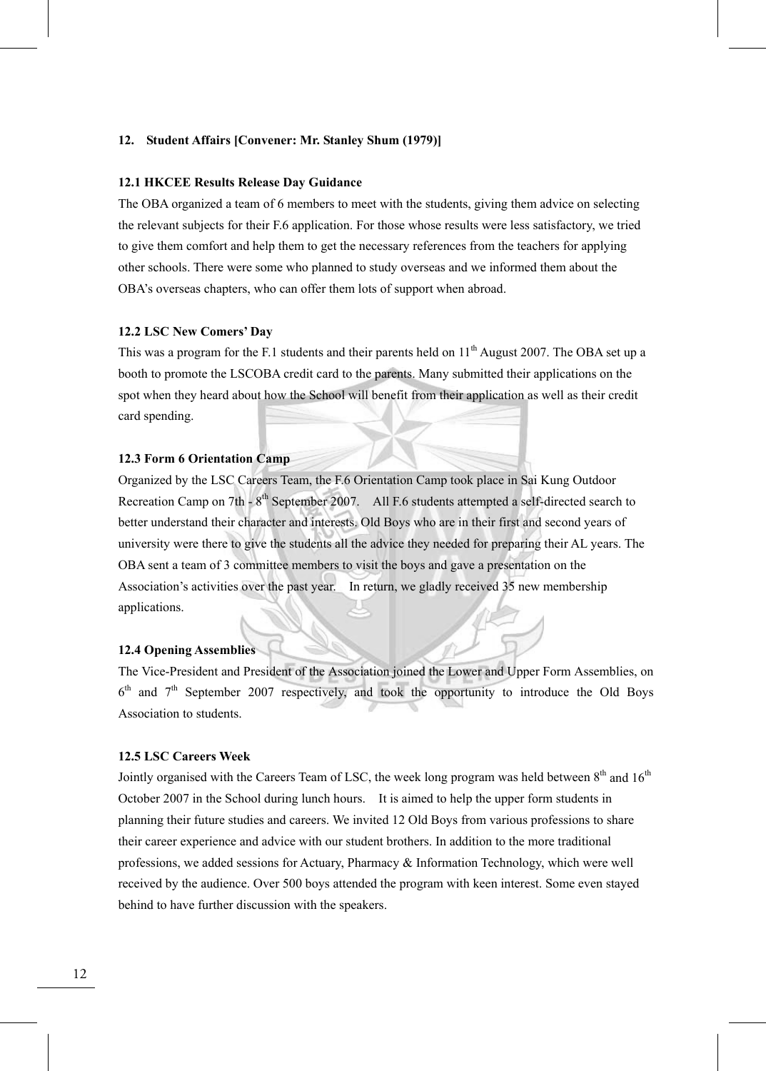## 12. Student Affairs [Convener: Mr. Stanley Shum (1979)]

### 12.1 HKCEE Results Release Day Guidance

The OBA organized a team of 6 members to meet with the students, giving them advice on selecting the relevant subjects for their F.6 application. For those whose results were less satisfactory, we tried to give them comfort and help them to get the necessary references from the teachers for applying other schools. There were some who planned to study overseas and we informed them about the OBA's overseas chapters, who can offer them lots of support when abroad.

### 12.2 LSC New Comers' Day

This was a program for the F.1 students and their parents held on 11th August 2007. The OBA set up a booth to promote the LSCOBA credit card to the parents. Many submitted their applications on the spot when they heard about how the School will benefit from their application as well as their credit card spending.

### 12.3 Form 6 Orientation Camp

Organized by the LSC Careers Team, the F.6 Orientation Camp took place in Sai Kung Outdoor Recreation Camp on 7th - 8th September 2007. All F.6 students attempted a self-directed search to better understand their character and interests. Old Boys who are in their first and second years of university were there to give the students all the advice they needed for preparing their AL years. The OBA sent a team of 3 committee members to visit the boys and gave a presentation on the Association's activities over the past year. In return, we gladly received 35 new membership applications.

### 12.4 Opening Assemblies

The Vice-President and President of the Association joined the Lower and Upper Form Assemblies, on 6th and 7th September 2007 respectively, and took the opportunity to introduce the Old Boys Association to students.

### 12.5 LSC Careers Week

Jointly organised with the Careers Team of LSC, the week long program was held between 8th and 16th October 2007 in the School during lunch hours. It is aimed to help the upper form students in planning their future studies and careers. We invited 12 Old Boys from various professions to share their career experience and advice with our student brothers. In addition to the more traditional professions, we added sessions for Actuary, Pharmacy & Information Technology, which were well received by the audience. Over 500 boys attended the program with keen interest. Some even stayed behind to have further discussion with the speakers.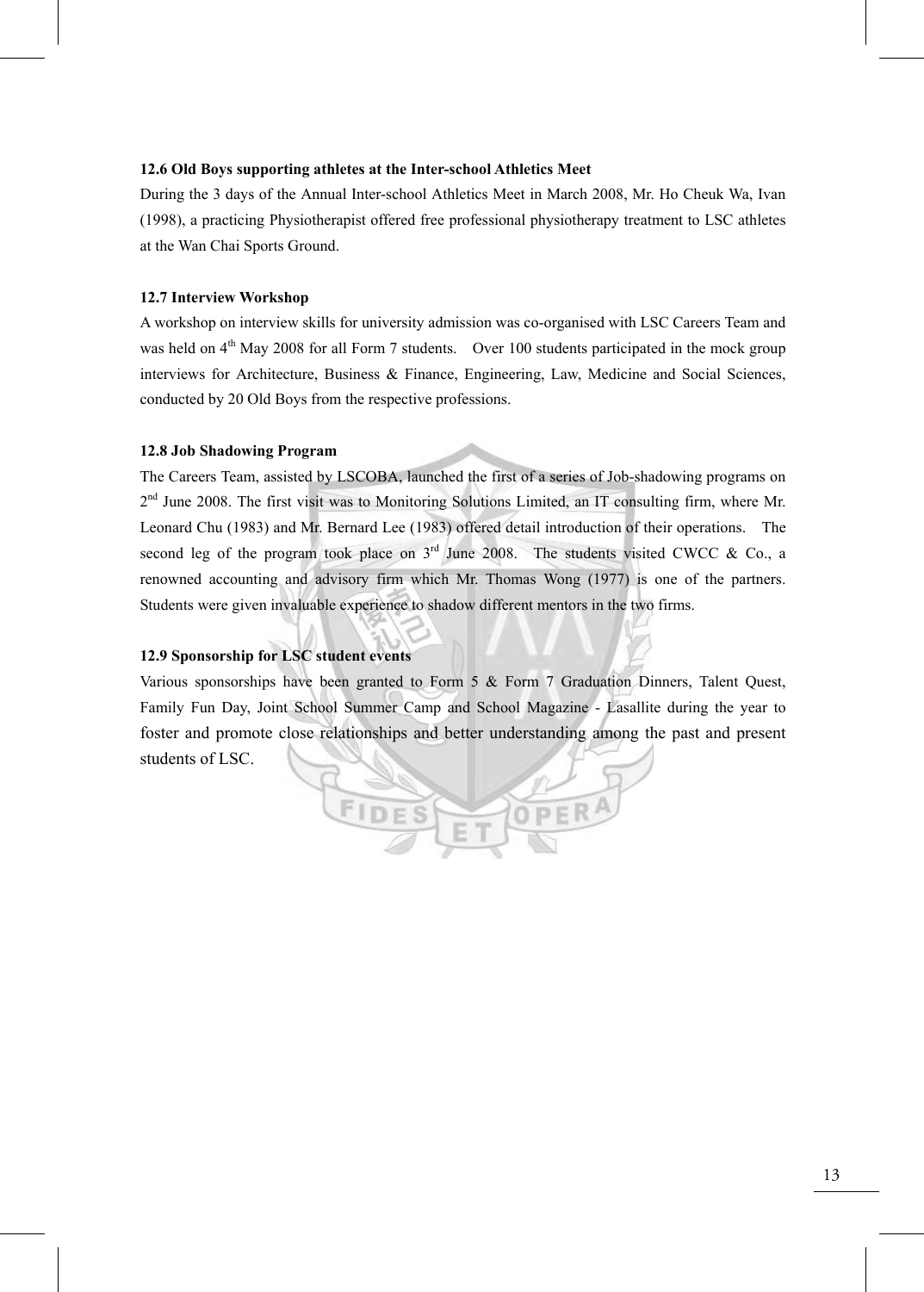**12.6 Old Boys supporting athletes at the Inter-school Athletics Meet**

During the 3 days of the Annual Inter-school Athletics Meet in March 2008, Mr. Ho Cheuk Wa, Ivan (1998), a practicing Physiotherapist offered free professional physiotherapy treatment to LSC athletes at the Wan Chai Sports Ground.

**12.7 Interview Workshop**

A workshop on interview skills for university admission was co-organised with LSC Careers Team and was held on 4th May 2008 for all Form 7 students. Over 100 students participated in the mock group interviews for Architecture, Business & Finance, Engineering, Law, Medicine and Social Sciences, conducted by 20 Old Boys from the respective professions.

**12.8 Job Shadowing Program**

The Careers Team, assisted by LSCOBA, launched the first of a series of Job-shadowing programs on 2nd June 2008. The first visit was to Monitoring Solutions Limited, an IT consulting firm, where Mr. Leonard Chu (1983) and Mr. Bernard Lee (1983) offered detail introduction of their operations. The second leg of the program took place on 3rd June 2008. The students visited CWCC & Co., a renowned accounting and advisory firm which Mr. Thomas Wong (1977) is one of the partners. Students were given invaluable experience to shadow different mentors in the two firms.

**12.9 Sponsorship for LSC student events**

Various sponsorships have been granted to Form 5 & Form 7 Graduation Dinners, Talent Quest, Family Fun Day, Joint School Summer Camp and School Magazine - Lasallite during the year to foster and promote close relationships and better understanding among the past and present students of LSC.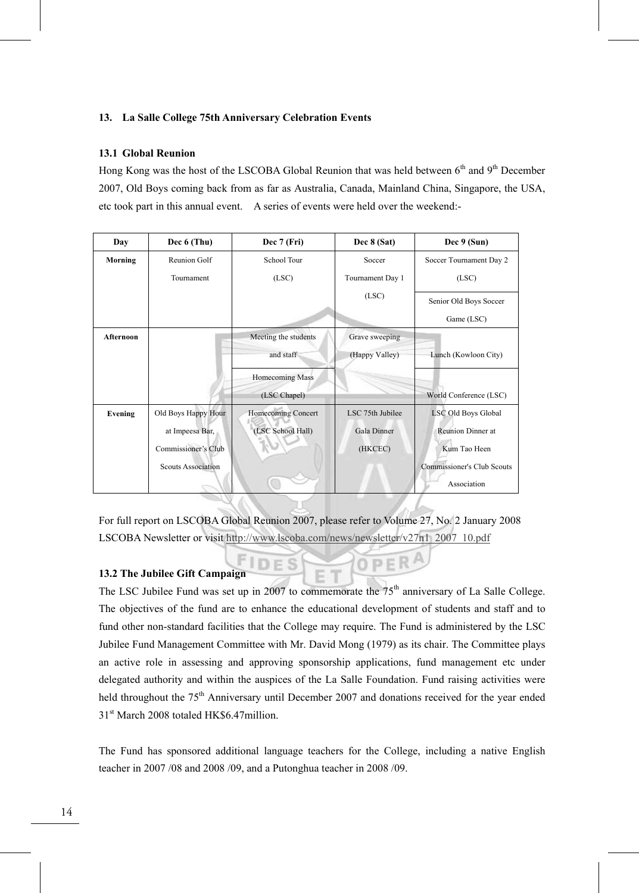## 13. La Salle College 75th Anniversary Celebration Events

### 13.1 Global Reunion

Hong Kong was the host of the LSCOBA Global Reunion that was held between 6th and 9th December 2007, Old Boys coming back from as far as Australia, Canada, Mainland China, Singapore, the USA, etc took part in this annual event. A series of events were held over the weekend:-

| Day | Dec 6 (Thu) | Dec 7 (Fri) | Dec 8 (Sat) | Dec 9 (Sun) |
|---|---|---|---|---|
| **Morning** | Reunion Golf Tournament | School Tour (LSC) | Soccer Tournament Day 1 (LSC) | Soccer Tournament Day 2 (LSC) |
| | | | | Senior Old Boys Soccer Game (LSC) |
| **Afternoon** | | Meeting the students and staff | Grave sweeping (Happy Valley) | Lunch (Kowloon City) |
| | | Homecoming Mass (LSC Chapel) | | World Conference (LSC) |
| **Evening** | Old Boys Happy Hour at Impeesa Bar, Commissioner's Club Scouts Association | Homecoming Concert (LSC School Hall) | LSC 75th Jubilee Gala Dinner (HKCEC) | LSC Old Boys Global Reunion Dinner at Kum Tao Heen Commissioner's Club Scouts Association |

For full report on LSCOBA Global Reunion 2007, please refer to Volume 27, No. 2 January 2008 LSCOBA Newsletter or visit http://www.lscoba.com/news/newsletter/v27n1_2007_10.pdf

### 13.2 The Jubilee Gift Campaign

The LSC Jubilee Fund was set up in 2007 to commemorate the 75th anniversary of La Salle College. The objectives of the fund are to enhance the educational development of students and staff and to fund other non-standard facilities that the College may require. The Fund is administered by the LSC Jubilee Fund Management Committee with Mr. David Mong (1979) as its chair. The Committee plays an active role in assessing and approving sponsorship applications, fund management etc under delegated authority and within the auspices of the La Salle Foundation. Fund raising activities were held throughout the 75th Anniversary until December 2007 and donations received for the year ended 31st March 2008 totaled HK$6.47million.

The Fund has sponsored additional language teachers for the College, including a native English teacher in 2007 /08 and 2008 /09, and a Putonghua teacher in 2008 /09.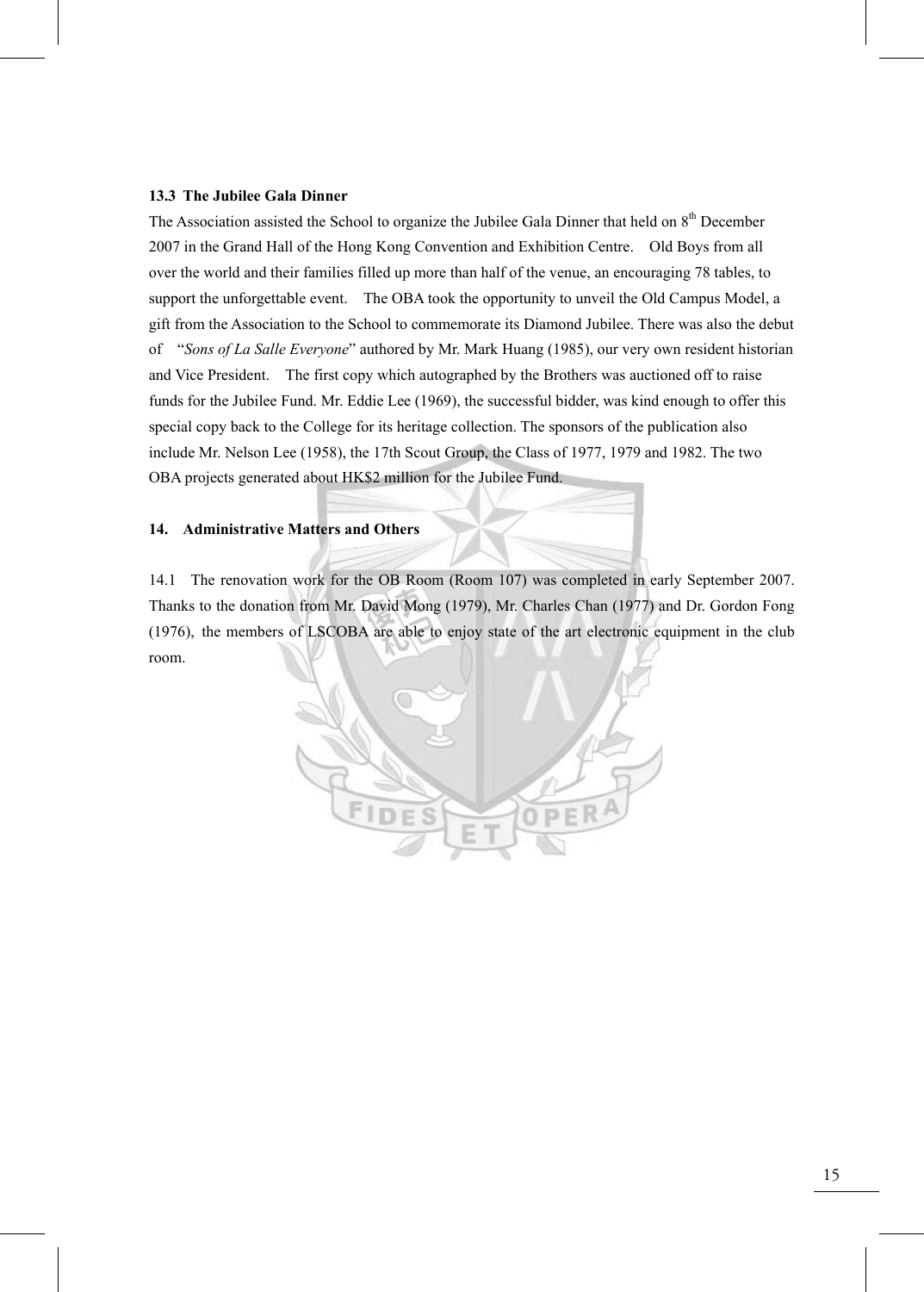### 13.3 The Jubilee Gala Dinner

The Association assisted the School to organize the Jubilee Gala Dinner that held on 8th December 2007 in the Grand Hall of the Hong Kong Convention and Exhibition Centre. Old Boys from all over the world and their families filled up more than half of the venue, an encouraging 78 tables, to support the unforgettable event. The OBA took the opportunity to unveil the Old Campus Model, a gift from the Association to the School to commemorate its Diamond Jubilee. There was also the debut of "*Sons of La Salle Everyone*" authored by Mr. Mark Huang (1985), our very own resident historian and Vice President. The first copy which autographed by the Brothers was auctioned off to raise funds for the Jubilee Fund. Mr. Eddie Lee (1969), the successful bidder, was kind enough to offer this special copy back to the College for its heritage collection. The sponsors of the publication also include Mr. Nelson Lee (1958), the 17th Scout Group, the Class of 1977, 1979 and 1982. The two OBA projects generated about HK$2 million for the Jubilee Fund.

## 14. Administrative Matters and Others

14.1 The renovation work for the OB Room (Room 107) was completed in early September 2007. Thanks to the donation from Mr. David Mong (1979), Mr. Charles Chan (1977) and Dr. Gordon Fong (1976), the members of LSCOBA are able to enjoy state of the art electronic equipment in the club room.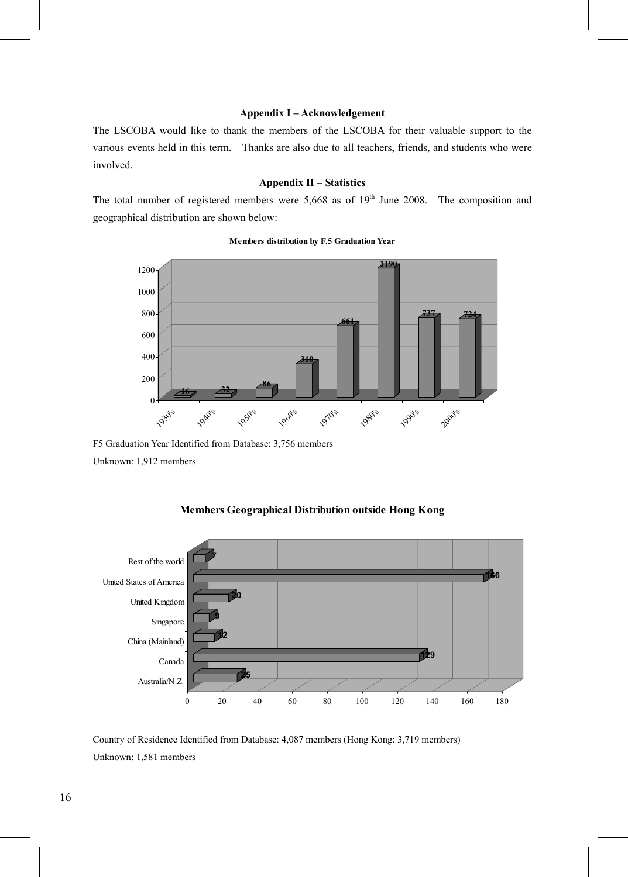**Appendix I – Acknowledgement**

The LSCOBA would like to thank the members of the LSCOBA for their valuable support to the various events held in this term. Thanks are also due to all teachers, friends, and students who were involved.

**Appendix II – Statistics**

The total number of registered members were 5,668 as of 19th June 2008. The composition and geographical distribution are shown below:

**Members distribution by F.5 Graduation Year**

| F.5 Graduation Year | Members |
|---|---|
| 1930's | 16 |
| 1940's | 32 |
| 1950's | 86 |
| 1960's | 310 |
| 1970's | 661 |
| 1980's | 1190 |
| 1990's | 737 |
| 2000's | 724 |

F5 Graduation Year Identified from Database: 3,756 members

Unknown: 1,912 members

**Members Geographical Distribution outside Hong Kong**

| Country | Members |
|---|---|
| Rest of the world | 7 |
| United States of America | 166 |
| United Kingdom | 20 |
| Singapore | 9 |
| China (Mainland) | 12 |
| Canada | 129 |
| Australia/N.Z. | 25 |

Country of Residence Identified from Database: 4,087 members (Hong Kong: 3,719 members)

Unknown: 1,581 members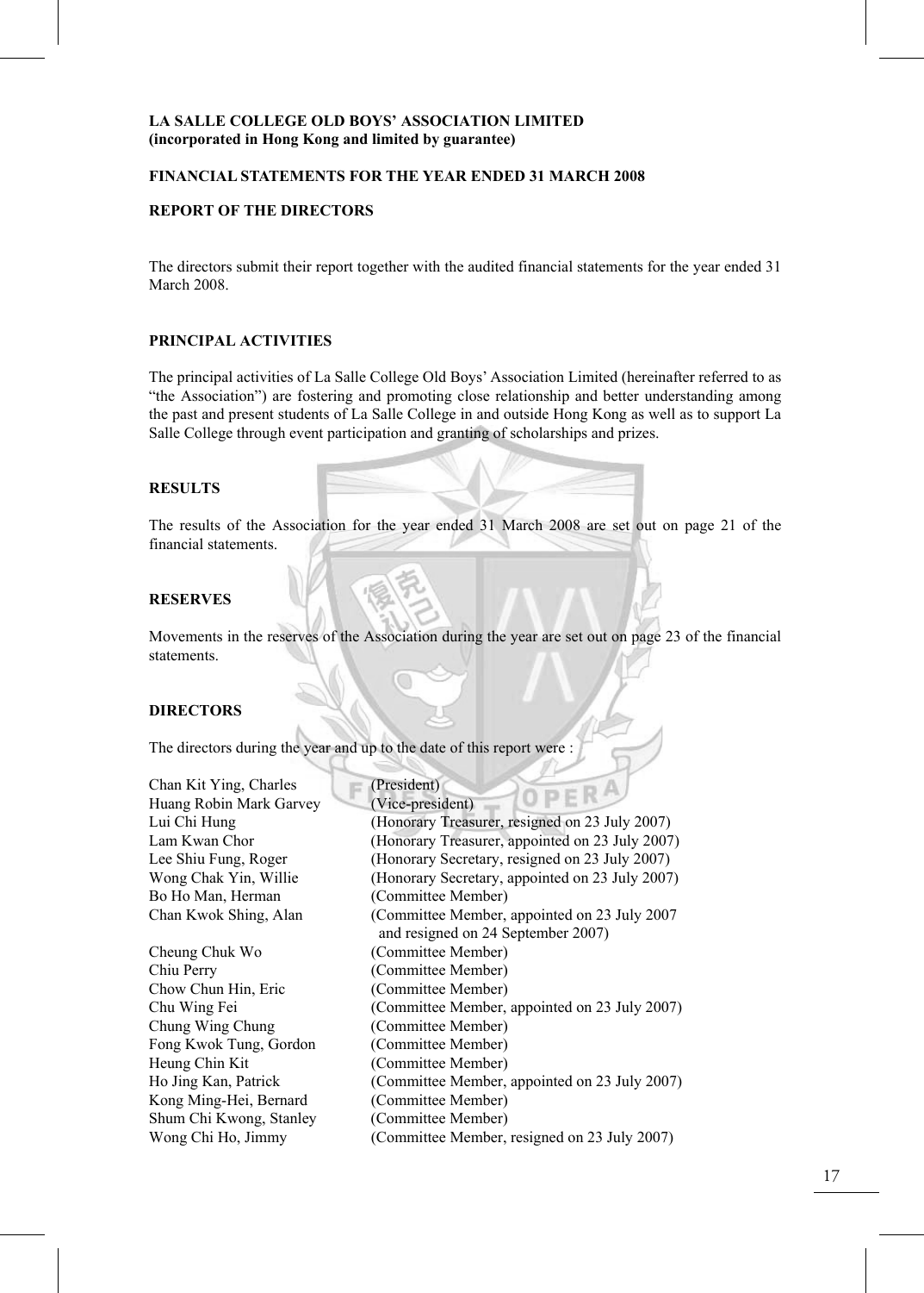**LA SALLE COLLEGE OLD BOYS' ASSOCIATION LIMITED**
**(incorporated in Hong Kong and limited by guarantee)**

**FINANCIAL STATEMENTS FOR THE YEAR ENDED 31 MARCH 2008**

## REPORT OF THE DIRECTORS

The directors submit their report together with the audited financial statements for the year ended 31 March 2008.

### PRINCIPAL ACTIVITIES

The principal activities of La Salle College Old Boys' Association Limited (hereinafter referred to as "the Association") are fostering and promoting close relationship and better understanding among the past and present students of La Salle College in and outside Hong Kong as well as to support La Salle College through event participation and granting of scholarships and prizes.

### RESULTS

The results of the Association for the year ended 31 March 2008 are set out on page 21 of the financial statements.

### RESERVES

Movements in the reserves of the Association during the year are set out on page 23 of the financial statements.

### DIRECTORS

The directors during the year and up to the date of this report were :

| | |
|---|---|
| Chan Kit Ying, Charles | (President) |
| Huang Robin Mark Garvey | (Vice-president) |
| Lui Chi Hung | (Honorary Treasurer, resigned on 23 July 2007) |
| Lam Kwan Chor | (Honorary Treasurer, appointed on 23 July 2007) |
| Lee Shiu Fung, Roger | (Honorary Secretary, resigned on 23 July 2007) |
| Wong Chak Yin, Willie | (Honorary Secretary, appointed on 23 July 2007) |
| Bo Ho Man, Herman | (Committee Member) |
| Chan Kwok Shing, Alan | (Committee Member, appointed on 23 July 2007 and resigned on 24 September 2007) |
| Cheung Chuk Wo | (Committee Member) |
| Chiu Perry | (Committee Member) |
| Chow Chun Hin, Eric | (Committee Member) |
| Chu Wing Fei | (Committee Member, appointed on 23 July 2007) |
| Chung Wing Chung | (Committee Member) |
| Fong Kwok Tung, Gordon | (Committee Member) |
| Heung Chin Kit | (Committee Member) |
| Ho Jing Kan, Patrick | (Committee Member, appointed on 23 July 2007) |
| Kong Ming-Hei, Bernard | (Committee Member) |
| Shum Chi Kwong, Stanley | (Committee Member) |
| Wong Chi Ho, Jimmy | (Committee Member, resigned on 23 July 2007) |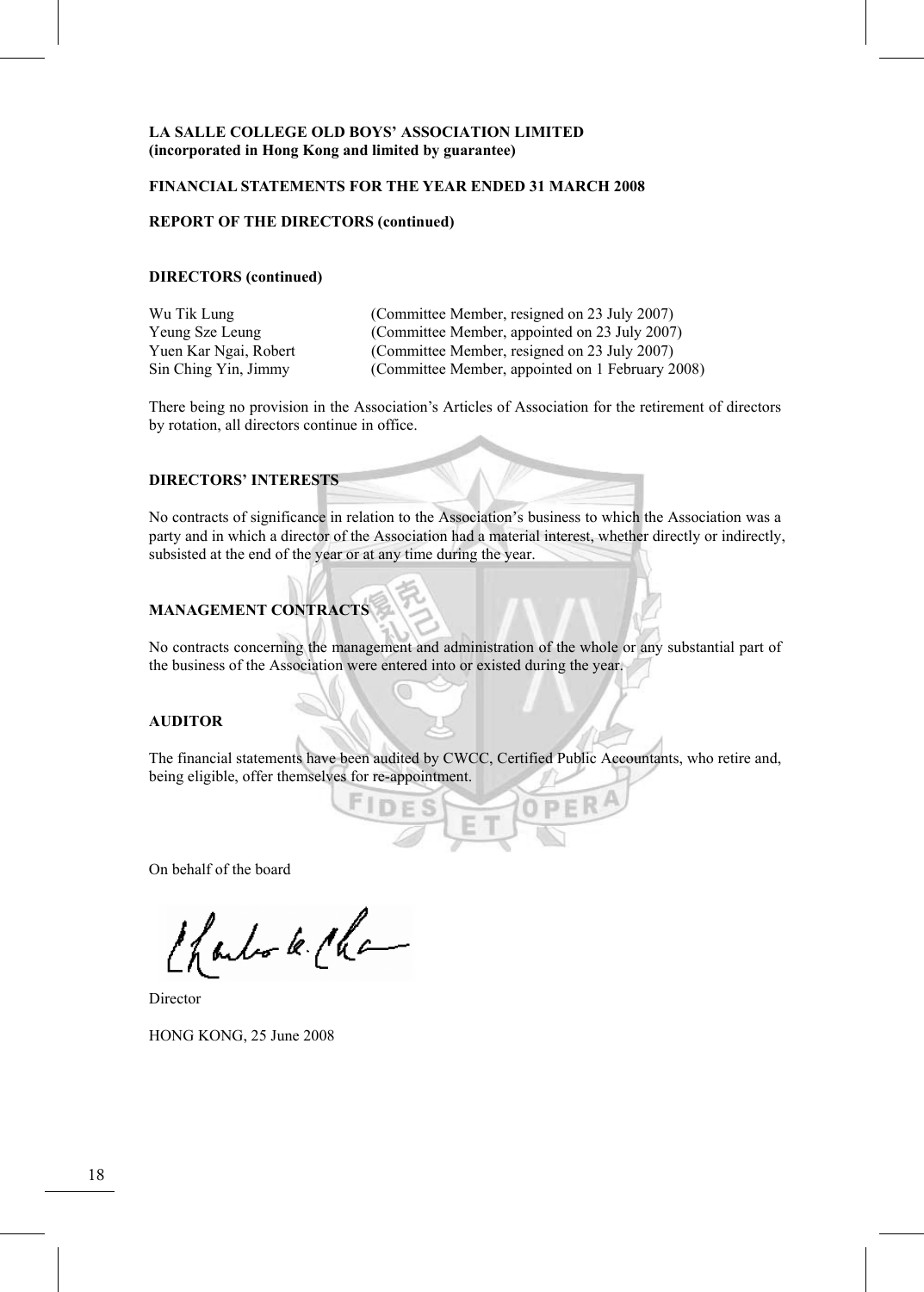**LA SALLE COLLEGE OLD BOYS' ASSOCIATION LIMITED**
**(incorporated in Hong Kong and limited by guarantee)**

**FINANCIAL STATEMENTS FOR THE YEAR ENDED 31 MARCH 2008**

**REPORT OF THE DIRECTORS (continued)**

**DIRECTORS (continued)**

| | |
|---|---|
| Wu Tik Lung | (Committee Member, resigned on 23 July 2007) |
| Yeung Sze Leung | (Committee Member, appointed on 23 July 2007) |
| Yuen Kar Ngai, Robert | (Committee Member, resigned on 23 July 2007) |
| Sin Ching Yin, Jimmy | (Committee Member, appointed on 1 February 2008) |

There being no provision in the Association's Articles of Association for the retirement of directors by rotation, all directors continue in office.

**DIRECTORS' INTERESTS**

No contracts of significance in relation to the Association's business to which the Association was a party and in which a director of the Association had a material interest, whether directly or indirectly, subsisted at the end of the year or at any time during the year.

**MANAGEMENT CONTRACTS**

No contracts concerning the management and administration of the whole or any substantial part of the business of the Association were entered into or existed during the year.

**AUDITOR**

The financial statements have been audited by CWCC, Certified Public Accountants, who retire and, being eligible, offer themselves for re-appointment.

On behalf of the board

Director

HONG KONG, 25 June 2008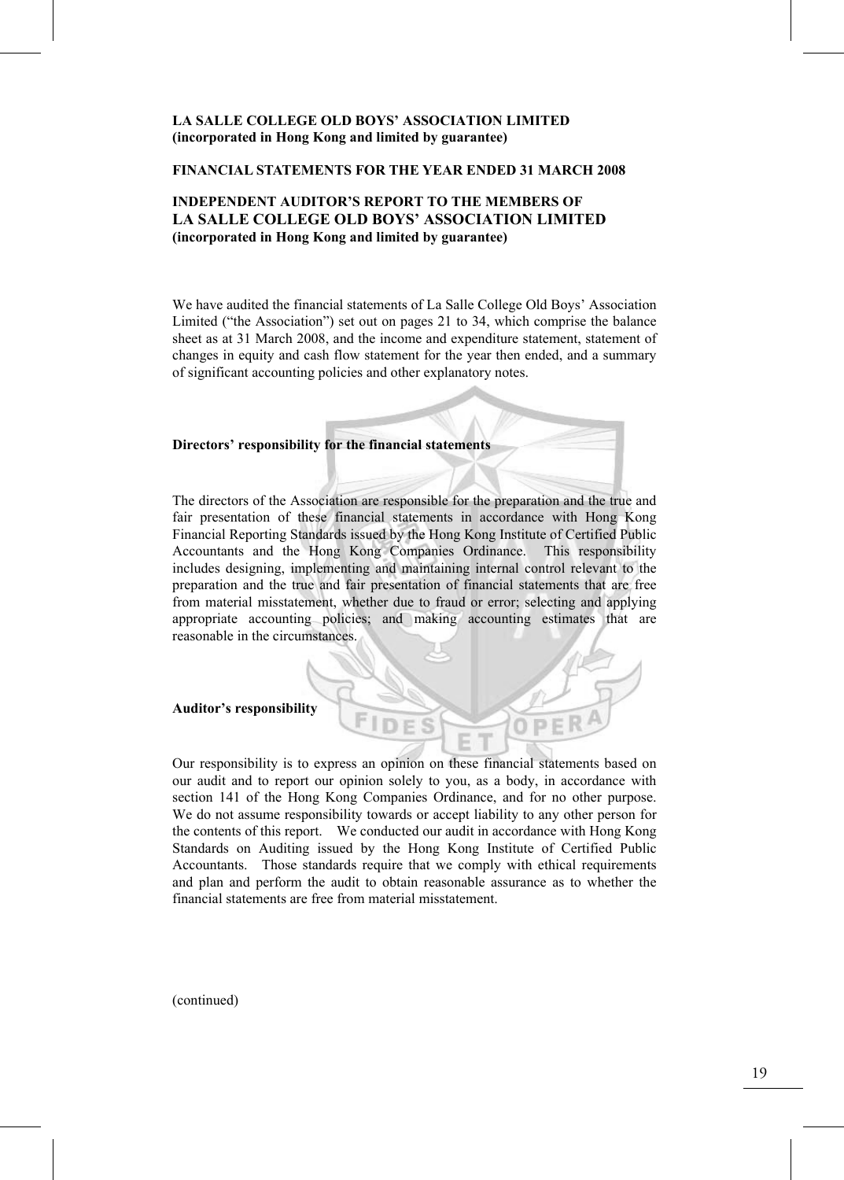**LA SALLE COLLEGE OLD BOYS' ASSOCIATION LIMITED**
**(incorporated in Hong Kong and limited by guarantee)**

**FINANCIAL STATEMENTS FOR THE YEAR ENDED 31 MARCH 2008**

**INDEPENDENT AUDITOR'S REPORT TO THE MEMBERS OF**
**LA SALLE COLLEGE OLD BOYS' ASSOCIATION LIMITED**
**(incorporated in Hong Kong and limited by guarantee)**

We have audited the financial statements of La Salle College Old Boys' Association Limited ("the Association") set out on pages 21 to 34, which comprise the balance sheet as at 31 March 2008, and the income and expenditure statement, statement of changes in equity and cash flow statement for the year then ended, and a summary of significant accounting policies and other explanatory notes.

**Directors' responsibility for the financial statements**

The directors of the Association are responsible for the preparation and the true and fair presentation of these financial statements in accordance with Hong Kong Financial Reporting Standards issued by the Hong Kong Institute of Certified Public Accountants and the Hong Kong Companies Ordinance. This responsibility includes designing, implementing and maintaining internal control relevant to the preparation and the true and fair presentation of financial statements that are free from material misstatement, whether due to fraud or error; selecting and applying appropriate accounting policies; and making accounting estimates that are reasonable in the circumstances.

**Auditor's responsibility**

Our responsibility is to express an opinion on these financial statements based on our audit and to report our opinion solely to you, as a body, in accordance with section 141 of the Hong Kong Companies Ordinance, and for no other purpose. We do not assume responsibility towards or accept liability to any other person for the contents of this report. We conducted our audit in accordance with Hong Kong Standards on Auditing issued by the Hong Kong Institute of Certified Public Accountants. Those standards require that we comply with ethical requirements and plan and perform the audit to obtain reasonable assurance as to whether the financial statements are free from material misstatement.

(continued)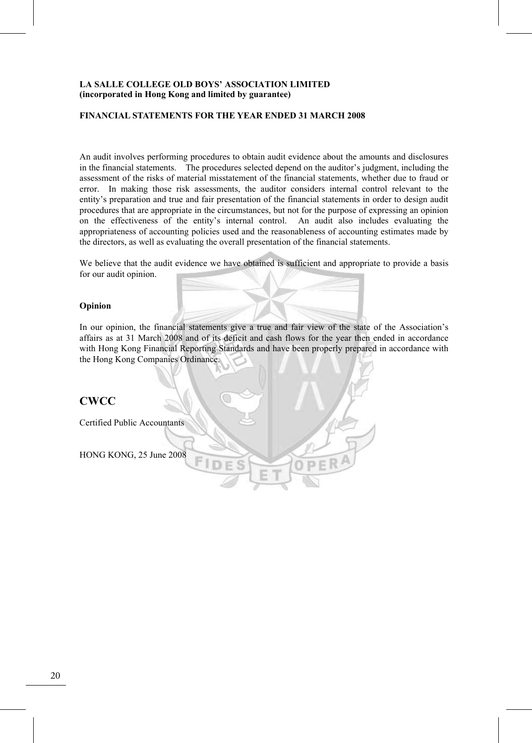**LA SALLE COLLEGE OLD BOYS' ASSOCIATION LIMITED**
**(incorporated in Hong Kong and limited by guarantee)**

**FINANCIAL STATEMENTS FOR THE YEAR ENDED 31 MARCH 2008**

An audit involves performing procedures to obtain audit evidence about the amounts and disclosures in the financial statements. The procedures selected depend on the auditor's judgment, including the assessment of the risks of material misstatement of the financial statements, whether due to fraud or error. In making those risk assessments, the auditor considers internal control relevant to the entity's preparation and true and fair presentation of the financial statements in order to design audit procedures that are appropriate in the circumstances, but not for the purpose of expressing an opinion on the effectiveness of the entity's internal control. An audit also includes evaluating the appropriateness of accounting policies used and the reasonableness of accounting estimates made by the directors, as well as evaluating the overall presentation of the financial statements.

We believe that the audit evidence we have obtained is sufficient and appropriate to provide a basis for our audit opinion.

**Opinion**

In our opinion, the financial statements give a true and fair view of the state of the Association's affairs as at 31 March 2008 and of its deficit and cash flows for the year then ended in accordance with Hong Kong Financial Reporting Standards and have been properly prepared in accordance with the Hong Kong Companies Ordinance.

**CWCC**

Certified Public Accountants

HONG KONG, 25 June 2008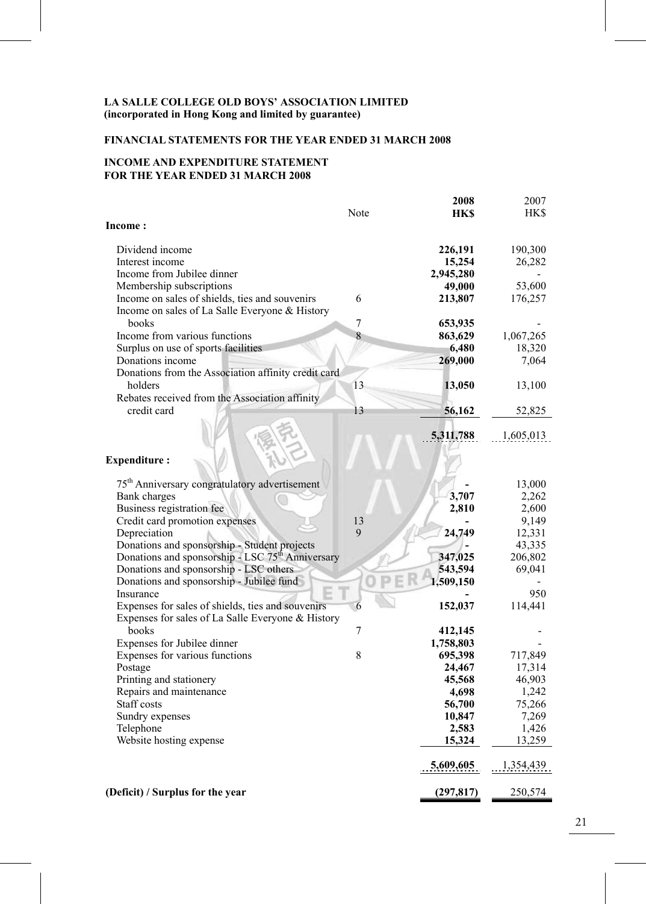**LA SALLE COLLEGE OLD BOYS' ASSOCIATION LIMITED**
**(incorporated in Hong Kong and limited by guarantee)**

**FINANCIAL STATEMENTS FOR THE YEAR ENDED 31 MARCH 2008**

**INCOME AND EXPENDITURE STATEMENT**
**FOR THE YEAR ENDED 31 MARCH 2008**

| | Note | **2008 HK$** | 2007 HK$ |
|---|---|---|---|
| **Income :** | | | |
| Dividend income | | **226,191** | 190,300 |
| Interest income | | **15,254** | 26,282 |
| Income from Jubilee dinner | | **2,945,280** | - |
| Membership subscriptions | | **49,000** | 53,600 |
| Income on sales of shields, ties and souvenirs | 6 | **213,807** | 176,257 |
| Income on sales of La Salle Everyone & History books | 7 | **653,935** | - |
| Income from various functions | 8 | **863,629** | 1,067,265 |
| Surplus on use of sports facilities | | **6,480** | 18,320 |
| Donations income | | **269,000** | 7,064 |
| Donations from the Association affinity credit card holders | 13 | **13,050** | 13,100 |
| Rebates received from the Association affinity credit card | 13 | **56,162** | 52,825 |
| | | **5,311,788** | 1,605,013 |
| **Expenditure :** | | | |
| 75th Anniversary congratulatory advertisement | | **-** | 13,000 |
| Bank charges | | **3,707** | 2,262 |
| Business registration fee | | **2,810** | 2,600 |
| Credit card promotion expenses | 13 | **-** | 9,149 |
| Depreciation | 9 | **24,749** | 12,331 |
| Donations and sponsorship - Student projects | | **-** | 43,335 |
| Donations and sponsorship - LSC 75th Anniversary | | **347,025** | 206,802 |
| Donations and sponsorship - LSC others | | **543,594** | 69,041 |
| Donations and sponsorship - Jubilee fund | | **1,509,150** | - |
| Insurance | | **-** | 950 |
| Expenses for sales of shields, ties and souvenirs | 6 | **152,037** | 114,441 |
| Expenses for sales of La Salle Everyone & History books | 7 | **412,145** | - |
| Expenses for Jubilee dinner | | **1,758,803** | - |
| Expenses for various functions | 8 | **695,398** | 717,849 |
| Postage | | **24,467** | 17,314 |
| Printing and stationery | | **45,568** | 46,903 |
| Repairs and maintenance | | **4,698** | 1,242 |
| Staff costs | | **56,700** | 75,266 |
| Sundry expenses | | **10,847** | 7,269 |
| Telephone | | **2,583** | 1,426 |
| Website hosting expense | | **15,324** | 13,259 |
| | | **5,609,605** | 1,354,439 |
| **(Deficit) / Surplus for the year** | | **(297,817)** | 250,574 |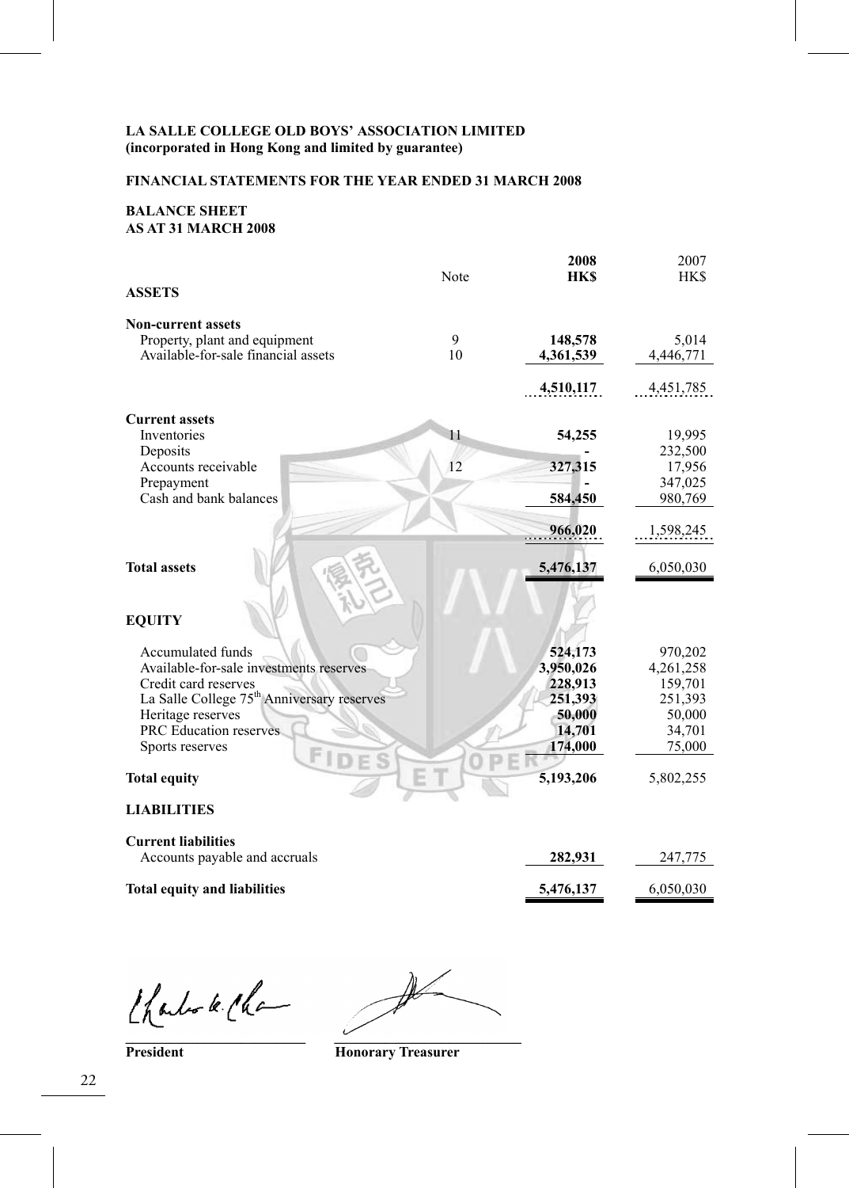**LA SALLE COLLEGE OLD BOYS' ASSOCIATION LIMITED**
**(incorporated in Hong Kong and limited by guarantee)**

**FINANCIAL STATEMENTS FOR THE YEAR ENDED 31 MARCH 2008**

**BALANCE SHEET**
**AS AT 31 MARCH 2008**

| | Note | **2008 HK$** | 2007 HK$ |
|---|---|---|---|
| **ASSETS** | | | |
| **Non-current assets** | | | |
| Property, plant and equipment | 9 | **148,578** | 5,014 |
| Available-for-sale financial assets | 10 | **4,361,539** | 4,446,771 |
| | | **4,510,117** | 4,451,785 |
| **Current assets** | | | |
| Inventories | 11 | **54,255** | 19,995 |
| Deposits | | **-** | 232,500 |
| Accounts receivable | 12 | **327,315** | 17,956 |
| Prepayment | | **-** | 347,025 |
| Cash and bank balances | | **584,450** | 980,769 |
| | | **966,020** | 1,598,245 |
| **Total assets** | | **5,476,137** | 6,050,030 |
| **EQUITY** | | | |
| Accumulated funds | | **524,173** | 970,202 |
| Available-for-sale investments reserves | | **3,950,026** | 4,261,258 |
| Credit card reserves | | **228,913** | 159,701 |
| La Salle College 75th Anniversary reserves | | **251,393** | 251,393 |
| Heritage reserves | | **50,000** | 50,000 |
| PRC Education reserves | | **14,701** | 34,701 |
| Sports reserves | | **174,000** | 75,000 |
| **Total equity** | | **5,193,206** | 5,802,255 |
| **LIABILITIES** | | | |
| **Current liabilities** | | | |
| Accounts payable and accruals | | **282,931** | 247,775 |
| **Total equity and liabilities** | | **5,476,137** | 6,050,030 |

**President** | **Honorary Treasurer**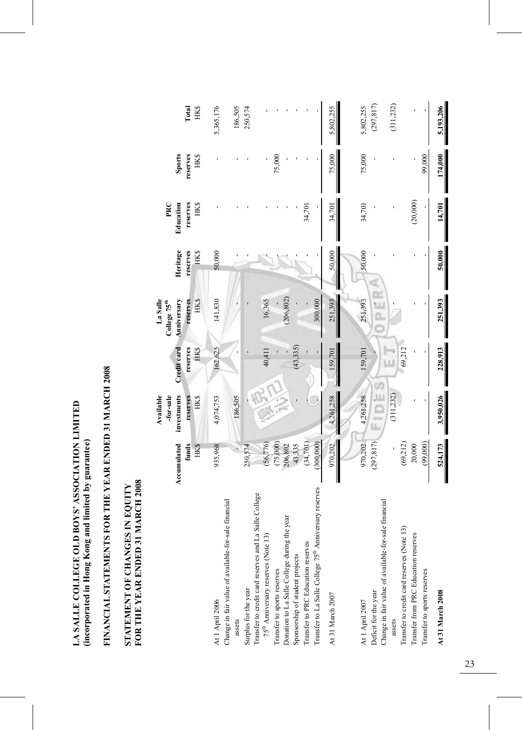**LA SALLE COLLEGE OLD BOYS' ASSOCIATION LIMITED**
**(incorporated in Hong Kong and limited by guarantee)**

## FINANCIAL STATEMENTS FOR THE YEAR ENDED 31 MARCH 2008

## STATEMENT OF CHANGES IN EQUITY
## FOR THE YEAR ENDED 31 MARCH 2008

| | Accumulated funds HK$ | Available -for-sale investments reserves HK$ | Credit card reserves HK$ | La Salle College 75th Anniversary reserves HK$ | Heritage reserves HK$ | PRC Education reserves HK$ | Sports reserves HK$ | Total HK$ |
|---|---|---|---|---|---|---|---|---|
| At 1 April 2006 | 935,968 | 4,074,753 | 162,625 | 141,830 | 50,000 | - | - | 5,365,176 |
| Change in fair value of available-for-sale financial assets | - | 186,505 | - | - | - | - | - | 186,505 |
| Surplus for the year | 250,574 | - | - | - | - | - | - | 250,574 |
| Transfer to credit card reserves and La Salle College 75th Anniversary reserves (Note 13) | (56,776) | - | 40,411 | 16,365 | - | - | - | - |
| Transfer to sports reserves | (75,000) | - | - | - | - | - | 75,000 | - |
| Donation to La Salle College during the year | 206,802 | - | - | (206,802) | - | - | - | - |
| Sponsorship of student projects | 43,335 | - | (43,335) | - | - | - | - | - |
| Transfer to PRC Education reserves | (34,701) | - | - | - | - | 34,701 | - | - |
| Transfer to La Salle College 75th Anniversary reserves | (300,000) | - | - | 300,000 | - | - | - | - |
| At 31 March 2007 | 970,202 | 4,261,258 | 159,701 | 251,393 | 50,000 | 34,701 | 75,000 | 5,802,255 |
| | | | | | | | | |
| At 1 April 2007 | 970,202 | 4,261,258 | 159,701 | 251,393 | 50,000 | 34,701 | 75,000 | 5,802,255 |
| Deficit for the year | (297,817) | - | - | - | - | - | - | (297,817) |
| Change in fair value of available-for-sale financial assets | - | (311,232) | - | - | - | - | - | (311,232) |
| Transfer to credit card reserves (Note 13) | (69,212) | - | 69,212 | - | - | - | - | - |
| Transfer from PRC Education reserves | 20,000 | - | - | - | - | (20,000) | - | - |
| Transfer to sports reserves | (99,000) | - | - | - | - | - | 99,000 | - |
| **At 31 March 2008** | **524,173** | **3,950,026** | **228,913** | **251,393** | **50,000** | **14,701** | **174,000** | **5,193,206** |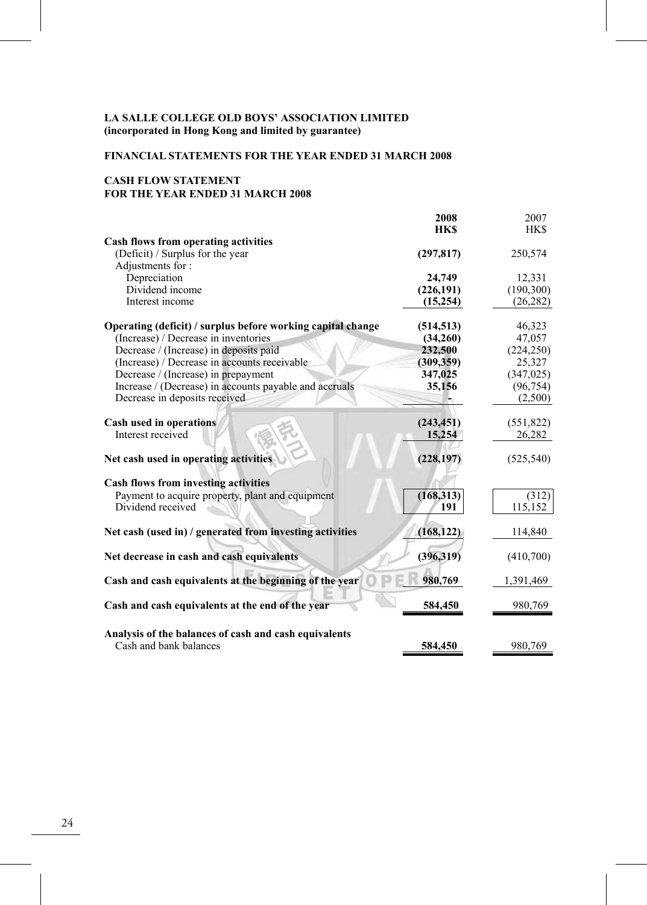**LA SALLE COLLEGE OLD BOYS' ASSOCIATION LIMITED**
**(incorporated in Hong Kong and limited by guarantee)**

**FINANCIAL STATEMENTS FOR THE YEAR ENDED 31 MARCH 2008**

**CASH FLOW STATEMENT**
**FOR THE YEAR ENDED 31 MARCH 2008**

| | **2008** **HK$** | 2007 HK$ |
|---|---|---|
| **Cash flows from operating activities** | | |
| (Deficit) / Surplus for the year | **(297,817)** | 250,574 |
| Adjustments for : | | |
| Depreciation | **24,749** | 12,331 |
| Dividend income | **(226,191)** | (190,300) |
| Interest income | **(15,254)** | (26,282) |
| **Operating (deficit) / surplus before working capital change** | **(514,513)** | 46,323 |
| (Increase) / Decrease in inventories | **(34,260)** | 47,057 |
| Decrease / (Increase) in deposits paid | **232,500** | (224,250) |
| (Increase) / Decrease in accounts receivable | **(309,359)** | 25,327 |
| Decrease / (Increase) in prepayment | **347,025** | (347,025) |
| Increase / (Decrease) in accounts payable and accruals | **35,156** | (96,754) |
| Decrease in deposits received | **-** | (2,500) |
| **Cash used in operations** | **(243,451)** | (551,822) |
| Interest received | **15,254** | 26,282 |
| **Net cash used in operating activities** | **(228,197)** | (525,540) |
| **Cash flows from investing activities** | | |
| Payment to acquire property, plant and equipment | **(168,313)** | (312) |
| Dividend received | **191** | 115,152 |
| **Net cash (used in) / generated from investing activities** | **(168,122)** | 114,840 |
| **Net decrease in cash and cash equivalents** | **(396,319)** | (410,700) |
| **Cash and cash equivalents at the beginning of the year** | **980,769** | 1,391,469 |
| **Cash and cash equivalents at the end of the year** | **584,450** | 980,769 |
| **Analysis of the balances of cash and cash equivalents** | | |
| Cash and bank balances | **584,450** | 980,769 |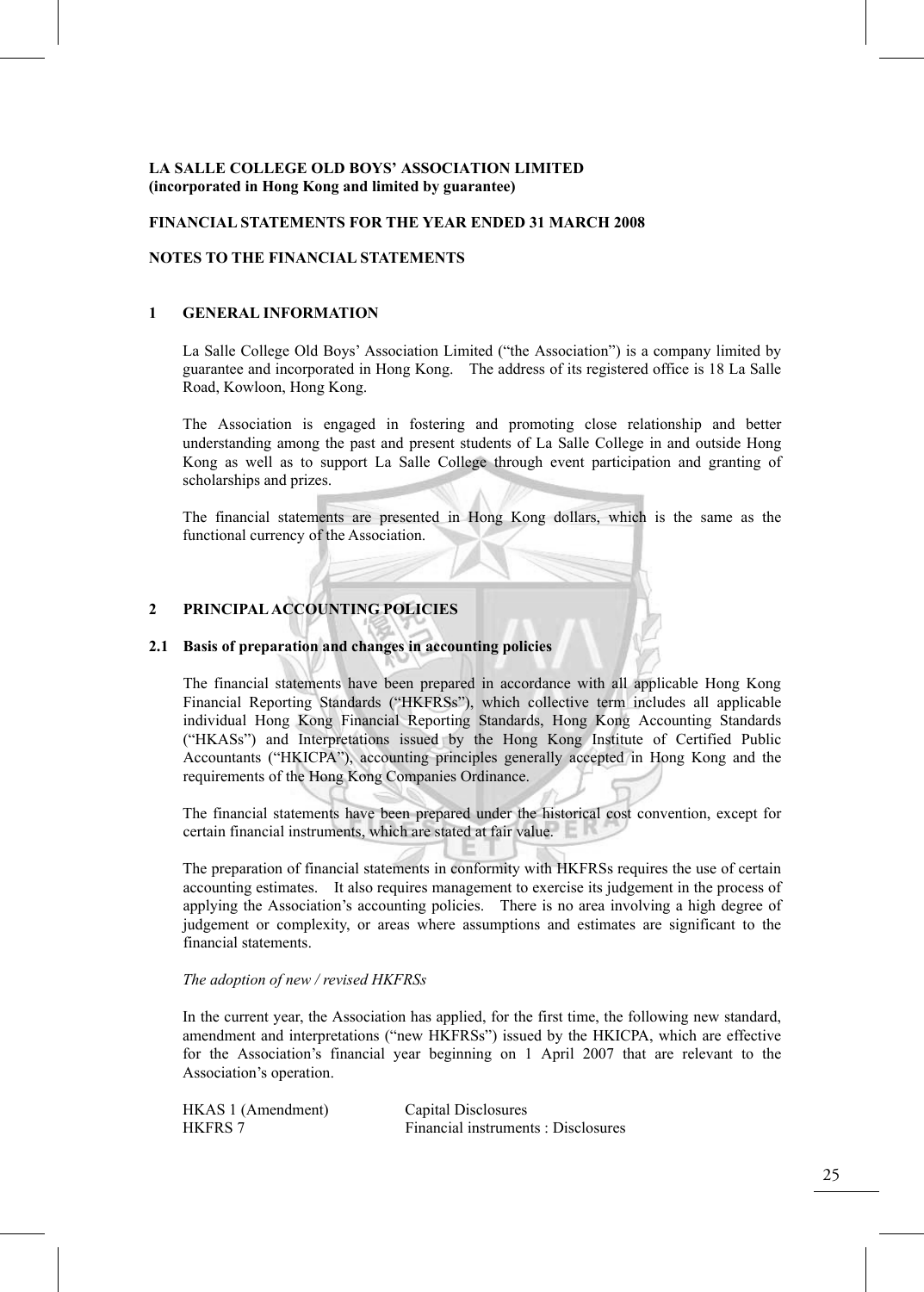**LA SALLE COLLEGE OLD BOYS' ASSOCIATION LIMITED**
**(incorporated in Hong Kong and limited by guarantee)**

**FINANCIAL STATEMENTS FOR THE YEAR ENDED 31 MARCH 2008**

**NOTES TO THE FINANCIAL STATEMENTS**

## 1 GENERAL INFORMATION

La Salle College Old Boys' Association Limited ("the Association") is a company limited by guarantee and incorporated in Hong Kong. The address of its registered office is 18 La Salle Road, Kowloon, Hong Kong.

The Association is engaged in fostering and promoting close relationship and better understanding among the past and present students of La Salle College in and outside Hong Kong as well as to support La Salle College through event participation and granting of scholarships and prizes.

The financial statements are presented in Hong Kong dollars, which is the same as the functional currency of the Association.

## 2 PRINCIPAL ACCOUNTING POLICIES

### 2.1 Basis of preparation and changes in accounting policies

The financial statements have been prepared in accordance with all applicable Hong Kong Financial Reporting Standards ("HKFRSs"), which collective term includes all applicable individual Hong Kong Financial Reporting Standards, Hong Kong Accounting Standards ("HKASs") and Interpretations issued by the Hong Kong Institute of Certified Public Accountants ("HKICPA"), accounting principles generally accepted in Hong Kong and the requirements of the Hong Kong Companies Ordinance.

The financial statements have been prepared under the historical cost convention, except for certain financial instruments, which are stated at fair value.

The preparation of financial statements in conformity with HKFRSs requires the use of certain accounting estimates. It also requires management to exercise its judgement in the process of applying the Association's accounting policies. There is no area involving a high degree of judgement or complexity, or areas where assumptions and estimates are significant to the financial statements.

*The adoption of new / revised HKFRSs*

In the current year, the Association has applied, for the first time, the following new standard, amendment and interpretations ("new HKFRSs") issued by the HKICPA, which are effective for the Association's financial year beginning on 1 April 2007 that are relevant to the Association's operation.

| | |
|---|---|
| HKAS 1 (Amendment) | Capital Disclosures |
| HKFRS 7 | Financial instruments : Disclosures |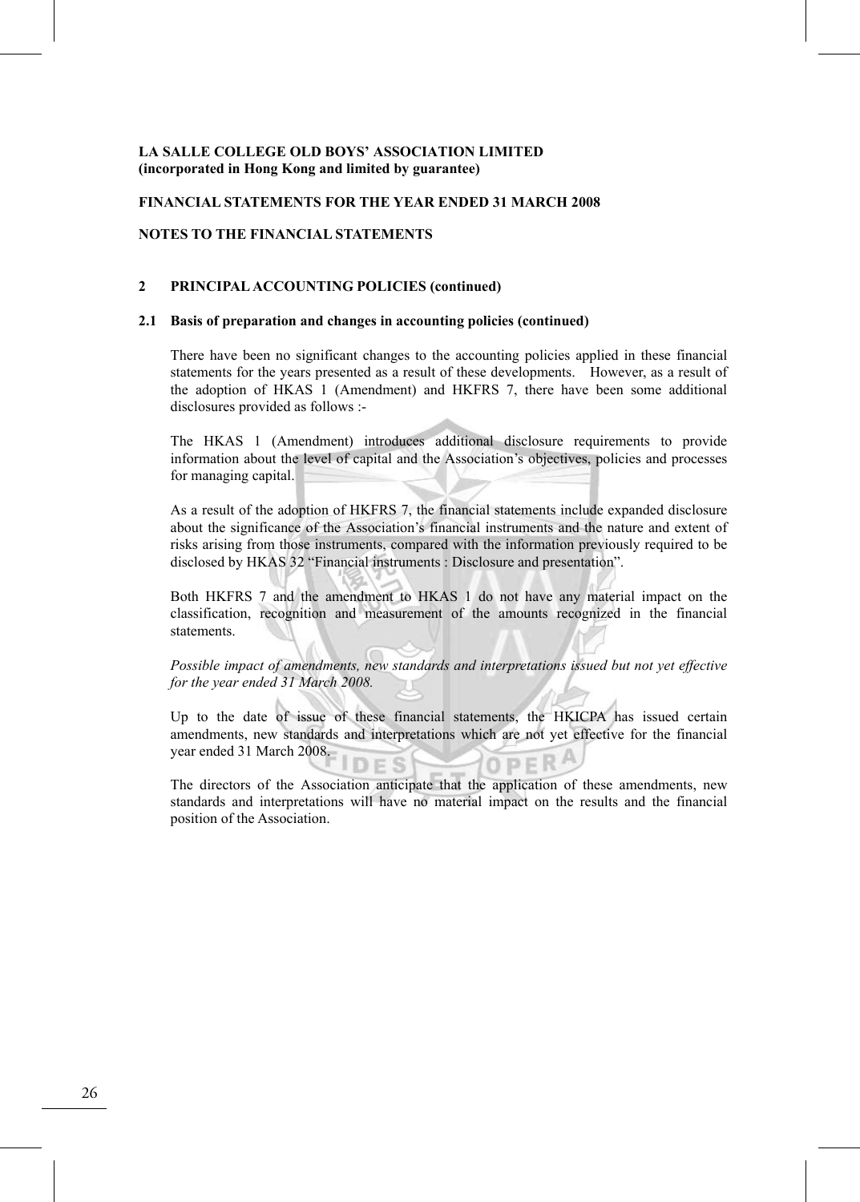**LA SALLE COLLEGE OLD BOYS' ASSOCIATION LIMITED**
**(incorporated in Hong Kong and limited by guarantee)**

**FINANCIAL STATEMENTS FOR THE YEAR ENDED 31 MARCH 2008**

**NOTES TO THE FINANCIAL STATEMENTS**

## 2 PRINCIPAL ACCOUNTING POLICIES (continued)

### 2.1 Basis of preparation and changes in accounting policies (continued)

There have been no significant changes to the accounting policies applied in these financial statements for the years presented as a result of these developments. However, as a result of the adoption of HKAS 1 (Amendment) and HKFRS 7, there have been some additional disclosures provided as follows :-

The HKAS 1 (Amendment) introduces additional disclosure requirements to provide information about the level of capital and the Association's objectives, policies and processes for managing capital.

As a result of the adoption of HKFRS 7, the financial statements include expanded disclosure about the significance of the Association's financial instruments and the nature and extent of risks arising from those instruments, compared with the information previously required to be disclosed by HKAS 32 "Financial instruments : Disclosure and presentation".

Both HKFRS 7 and the amendment to HKAS 1 do not have any material impact on the classification, recognition and measurement of the amounts recognized in the financial statements.

*Possible impact of amendments, new standards and interpretations issued but not yet effective for the year ended 31 March 2008.*

Up to the date of issue of these financial statements, the HKICPA has issued certain amendments, new standards and interpretations which are not yet effective for the financial year ended 31 March 2008.

The directors of the Association anticipate that the application of these amendments, new standards and interpretations will have no material impact on the results and the financial position of the Association.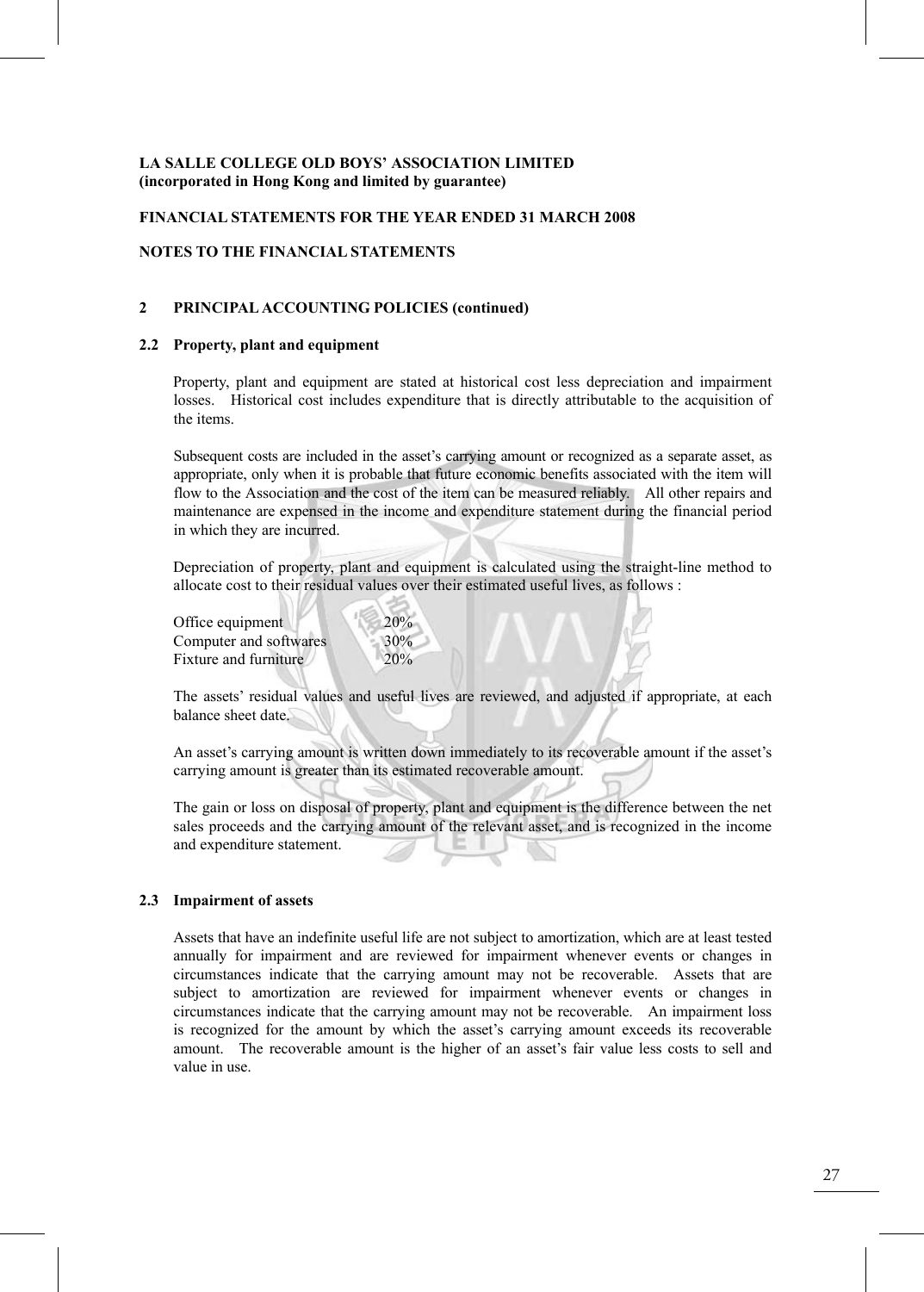**LA SALLE COLLEGE OLD BOYS' ASSOCIATION LIMITED**
**(incorporated in Hong Kong and limited by guarantee)**

**FINANCIAL STATEMENTS FOR THE YEAR ENDED 31 MARCH 2008**

**NOTES TO THE FINANCIAL STATEMENTS**

## 2 PRINCIPAL ACCOUNTING POLICIES (continued)

### 2.2 Property, plant and equipment

Property, plant and equipment are stated at historical cost less depreciation and impairment losses. Historical cost includes expenditure that is directly attributable to the acquisition of the items.

Subsequent costs are included in the asset's carrying amount or recognized as a separate asset, as appropriate, only when it is probable that future economic benefits associated with the item will flow to the Association and the cost of the item can be measured reliably. All other repairs and maintenance are expensed in the income and expenditure statement during the financial period in which they are incurred.

Depreciation of property, plant and equipment is calculated using the straight-line method to allocate cost to their residual values over their estimated useful lives, as follows :

| | |
|---|---|
| Office equipment | 20% |
| Computer and softwares | 30% |
| Fixture and furniture | 20% |

The assets' residual values and useful lives are reviewed, and adjusted if appropriate, at each balance sheet date.

An asset's carrying amount is written down immediately to its recoverable amount if the asset's carrying amount is greater than its estimated recoverable amount.

The gain or loss on disposal of property, plant and equipment is the difference between the net sales proceeds and the carrying amount of the relevant asset, and is recognized in the income and expenditure statement.

### 2.3 Impairment of assets

Assets that have an indefinite useful life are not subject to amortization, which are at least tested annually for impairment and are reviewed for impairment whenever events or changes in circumstances indicate that the carrying amount may not be recoverable. Assets that are subject to amortization are reviewed for impairment whenever events or changes in circumstances indicate that the carrying amount may not be recoverable. An impairment loss is recognized for the amount by which the asset's carrying amount exceeds its recoverable amount. The recoverable amount is the higher of an asset's fair value less costs to sell and value in use.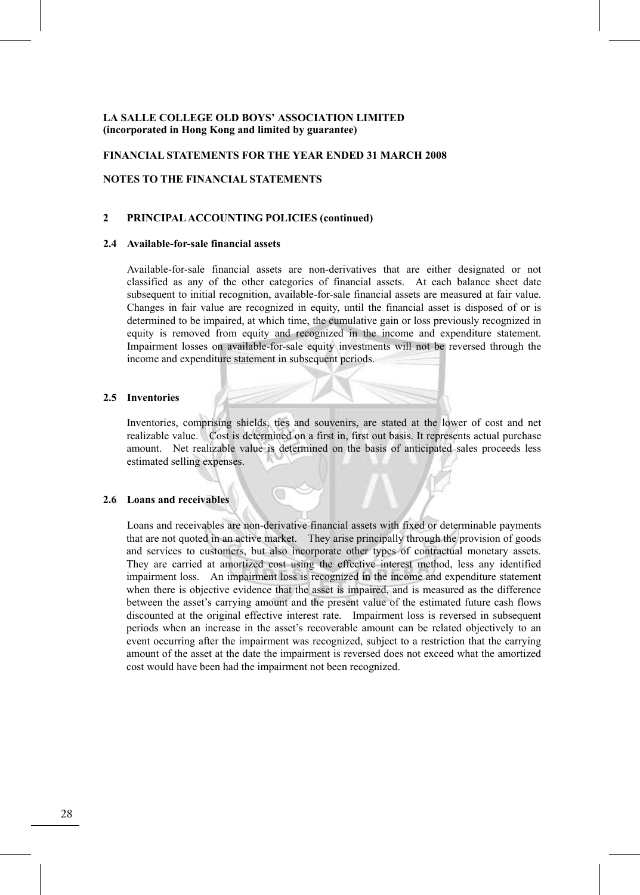**LA SALLE COLLEGE OLD BOYS' ASSOCIATION LIMITED**
**(incorporated in Hong Kong and limited by guarantee)**

**FINANCIAL STATEMENTS FOR THE YEAR ENDED 31 MARCH 2008**

**NOTES TO THE FINANCIAL STATEMENTS**

## 2 PRINCIPAL ACCOUNTING POLICIES (continued)

### 2.4 Available-for-sale financial assets

Available-for-sale financial assets are non-derivatives that are either designated or not classified as any of the other categories of financial assets. At each balance sheet date subsequent to initial recognition, available-for-sale financial assets are measured at fair value. Changes in fair value are recognized in equity, until the financial asset is disposed of or is determined to be impaired, at which time, the cumulative gain or loss previously recognized in equity is removed from equity and recognized in the income and expenditure statement. Impairment losses on available-for-sale equity investments will not be reversed through the income and expenditure statement in subsequent periods.

### 2.5 Inventories

Inventories, comprising shields, ties and souvenirs, are stated at the lower of cost and net realizable value. Cost is determined on a first in, first out basis. It represents actual purchase amount. Net realizable value is determined on the basis of anticipated sales proceeds less estimated selling expenses.

### 2.6 Loans and receivables

Loans and receivables are non-derivative financial assets with fixed or determinable payments that are not quoted in an active market. They arise principally through the provision of goods and services to customers, but also incorporate other types of contractual monetary assets. They are carried at amortized cost using the effective interest method, less any identified impairment loss. An impairment loss is recognized in the income and expenditure statement when there is objective evidence that the asset is impaired, and is measured as the difference between the asset's carrying amount and the present value of the estimated future cash flows discounted at the original effective interest rate. Impairment loss is reversed in subsequent periods when an increase in the asset's recoverable amount can be related objectively to an event occurring after the impairment was recognized, subject to a restriction that the carrying amount of the asset at the date the impairment is reversed does not exceed what the amortized cost would have been had the impairment not been recognized.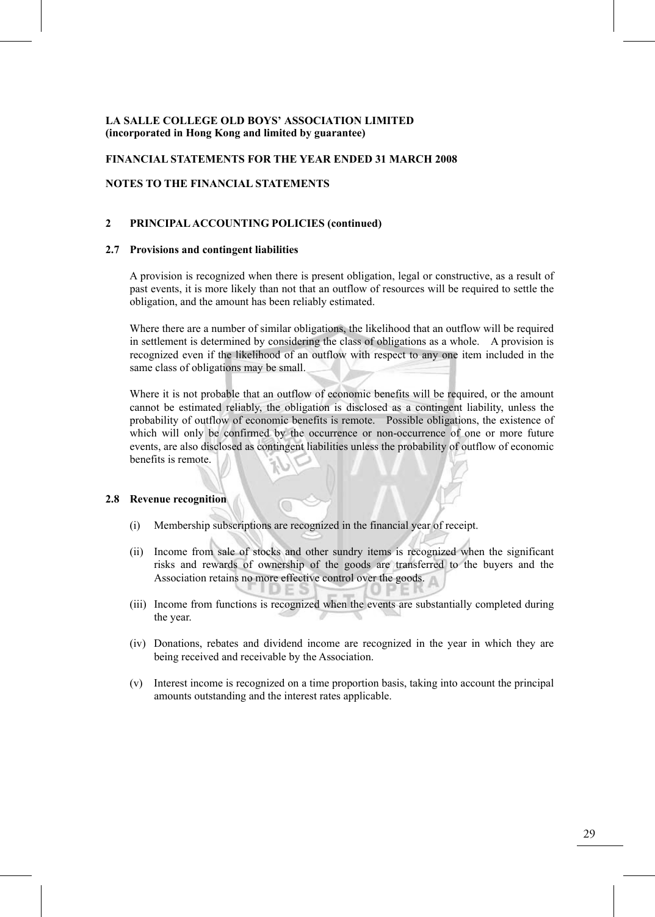**LA SALLE COLLEGE OLD BOYS' ASSOCIATION LIMITED**
**(incorporated in Hong Kong and limited by guarantee)**

**FINANCIAL STATEMENTS FOR THE YEAR ENDED 31 MARCH 2008**

**NOTES TO THE FINANCIAL STATEMENTS**

## 2 PRINCIPAL ACCOUNTING POLICIES (continued)

### 2.7 Provisions and contingent liabilities

A provision is recognized when there is present obligation, legal or constructive, as a result of past events, it is more likely than not that an outflow of resources will be required to settle the obligation, and the amount has been reliably estimated.

Where there are a number of similar obligations, the likelihood that an outflow will be required in settlement is determined by considering the class of obligations as a whole. A provision is recognized even if the likelihood of an outflow with respect to any one item included in the same class of obligations may be small.

Where it is not probable that an outflow of economic benefits will be required, or the amount cannot be estimated reliably, the obligation is disclosed as a contingent liability, unless the probability of outflow of economic benefits is remote. Possible obligations, the existence of which will only be confirmed by the occurrence or non-occurrence of one or more future events, are also disclosed as contingent liabilities unless the probability of outflow of economic benefits is remote.

### 2.8 Revenue recognition

(i) Membership subscriptions are recognized in the financial year of receipt.

(ii) Income from sale of stocks and other sundry items is recognized when the significant risks and rewards of ownership of the goods are transferred to the buyers and the Association retains no more effective control over the goods.

(iii) Income from functions is recognized when the events are substantially completed during the year.

(iv) Donations, rebates and dividend income are recognized in the year in which they are being received and receivable by the Association.

(v) Interest income is recognized on a time proportion basis, taking into account the principal amounts outstanding and the interest rates applicable.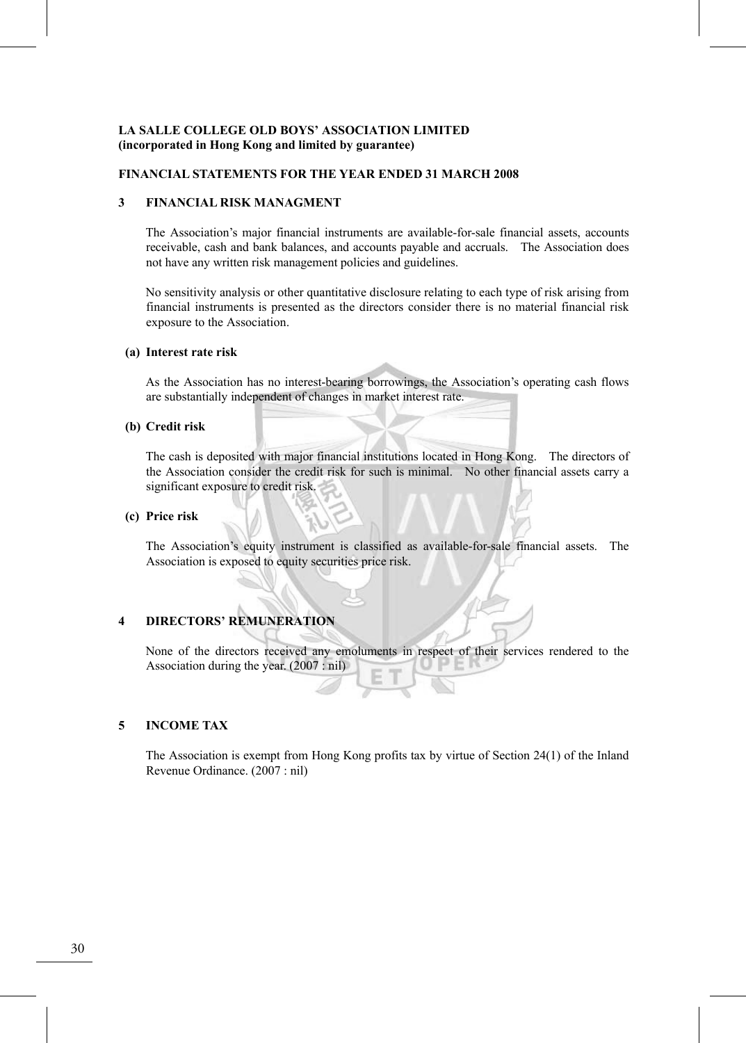**LA SALLE COLLEGE OLD BOYS' ASSOCIATION LIMITED**
**(incorporated in Hong Kong and limited by guarantee)**

**FINANCIAL STATEMENTS FOR THE YEAR ENDED 31 MARCH 2008**

## 3 FINANCIAL RISK MANAGMENT

The Association's major financial instruments are available-for-sale financial assets, accounts receivable, cash and bank balances, and accounts payable and accruals. The Association does not have any written risk management policies and guidelines.

No sensitivity analysis or other quantitative disclosure relating to each type of risk arising from financial instruments is presented as the directors consider there is no material financial risk exposure to the Association.

### (a) Interest rate risk

As the Association has no interest-bearing borrowings, the Association's operating cash flows are substantially independent of changes in market interest rate.

### (b) Credit risk

The cash is deposited with major financial institutions located in Hong Kong. The directors of the Association consider the credit risk for such is minimal. No other financial assets carry a significant exposure to credit risk.

### (c) Price risk

The Association's equity instrument is classified as available-for-sale financial assets. The Association is exposed to equity securities price risk.

## 4 DIRECTORS' REMUNERATION

None of the directors received any emoluments in respect of their services rendered to the Association during the year. (2007 : nil)

## 5 INCOME TAX

The Association is exempt from Hong Kong profits tax by virtue of Section 24(1) of the Inland Revenue Ordinance. (2007 : nil)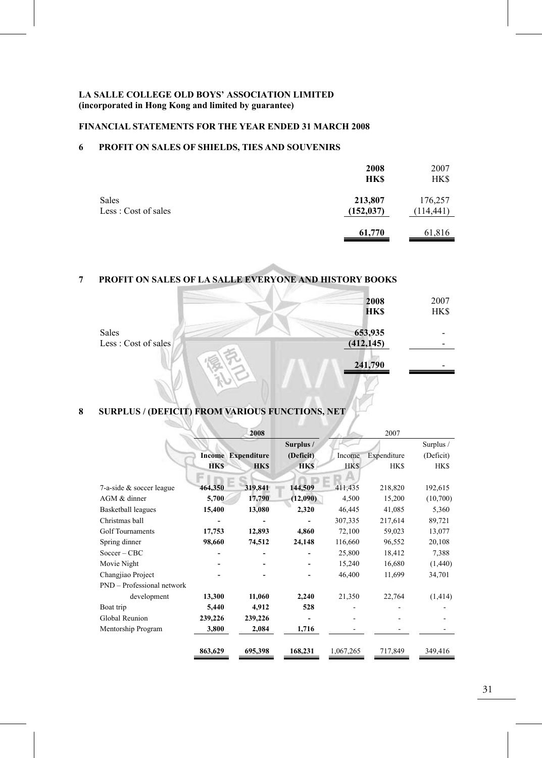**LA SALLE COLLEGE OLD BOYS' ASSOCIATION LIMITED**
**(incorporated in Hong Kong and limited by guarantee)**

**FINANCIAL STATEMENTS FOR THE YEAR ENDED 31 MARCH 2008**

## 6 PROFIT ON SALES OF SHIELDS, TIES AND SOUVENIRS

| | **2008 HK$** | 2007 HK$ |
|---|---|---|
| Sales | **213,807** | 176,257 |
| Less : Cost of sales | **(152,037)** | (114,441) |
| | **61,770** | 61,816 |

## 7 PROFIT ON SALES OF LA SALLE EVERYONE AND HISTORY BOOKS

| | **2008 HK$** | 2007 HK$ |
|---|---|---|
| Sales | **653,935** | - |
| Less : Cost of sales | **(412,145)** | - |
| | **241,790** | - |

## 8 SURPLUS / (DEFICIT) FROM VARIOUS FUNCTIONS, NET

| | **2008** | | | 2007 | | |
|---|---|---|---|---|---|---|
| | **Income HK$** | **Expenditure HK$** | **Surplus / (Deficit) HK$** | Income HK$ | Expenditure HK$ | Surplus / (Deficit) HK$ |
| 7-a-side & soccer league | **464,350** | **319,841** | **144,509** | 411,435 | 218,820 | 192,615 |
| AGM & dinner | **5,700** | **17,790** | **(12,090)** | 4,500 | 15,200 | (10,700) |
| Basketball leagues | **15,400** | **13,080** | **2,320** | 46,445 | 41,085 | 5,360 |
| Christmas ball | **-** | **-** | **-** | 307,335 | 217,614 | 89,721 |
| Golf Tournaments | **17,753** | **12,893** | **4,860** | 72,100 | 59,023 | 13,077 |
| Spring dinner | **98,660** | **74,512** | **24,148** | 116,660 | 96,552 | 20,108 |
| Soccer – CBC | **-** | **-** | **-** | 25,800 | 18,412 | 7,388 |
| Movie Night | **-** | **-** | **-** | 15,240 | 16,680 | (1,440) |
| Changjiao Project | **-** | **-** | **-** | 46,400 | 11,699 | 34,701 |
| PND – Professional network development | **13,300** | **11,060** | **2,240** | 21,350 | 22,764 | (1,414) |
| Boat trip | **5,440** | **4,912** | **528** | - | - | - |
| Global Reunion | **239,226** | **239,226** | **-** | - | - | - |
| Mentorship Program | **3,800** | **2,084** | **1,716** | - | - | - |
| | **863,629** | **695,398** | **168,231** | 1,067,265 | 717,849 | 349,416 |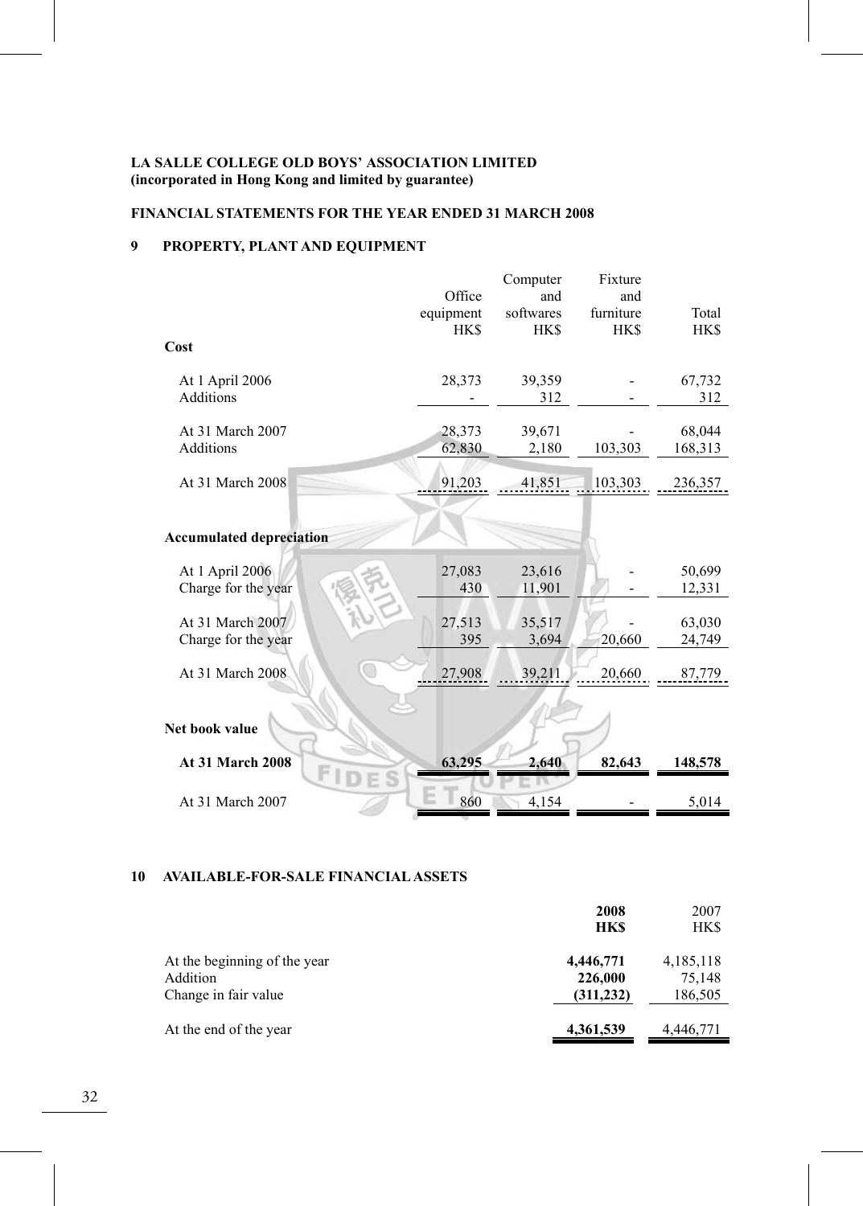**LA SALLE COLLEGE OLD BOYS' ASSOCIATION LIMITED**
**(incorporated in Hong Kong and limited by guarantee)**

**FINANCIAL STATEMENTS FOR THE YEAR ENDED 31 MARCH 2008**

## 9 PROPERTY, PLANT AND EQUIPMENT

| | Office equipment HK$ | Computer and softwares HK$ | Fixture and furniture HK$ | Total HK$ |
|---|---|---|---|---|
| **Cost** | | | | |
| At 1 April 2006 | 28,373 | 39,359 | - | 67,732 |
| Additions | - | 312 | - | 312 |
| At 31 March 2007 | 28,373 | 39,671 | - | 68,044 |
| Additions | 62,830 | 2,180 | 103,303 | 168,313 |
| At 31 March 2008 | 91,203 | 41,851 | 103,303 | 236,357 |
| **Accumulated depreciation** | | | | |
| At 1 April 2006 | 27,083 | 23,616 | - | 50,699 |
| Charge for the year | 430 | 11,901 | - | 12,331 |
| At 31 March 2007 | 27,513 | 35,517 | - | 63,030 |
| Charge for the year | 395 | 3,694 | 20,660 | 24,749 |
| At 31 March 2008 | 27,908 | 39,211 | 20,660 | 87,779 |
| **Net book value** | | | | |
| **At 31 March 2008** | **63,295** | **2,640** | **82,643** | **148,578** |
| At 31 March 2007 | 860 | 4,154 | - | 5,014 |

## 10 AVAILABLE-FOR-SALE FINANCIAL ASSETS

| | **2008 HK$** | 2007 HK$ |
|---|---|---|
| At the beginning of the year | **4,446,771** | 4,185,118 |
| Addition | **226,000** | 75,148 |
| Change in fair value | **(311,232)** | 186,505 |
| At the end of the year | **4,361,539** | 4,446,771 |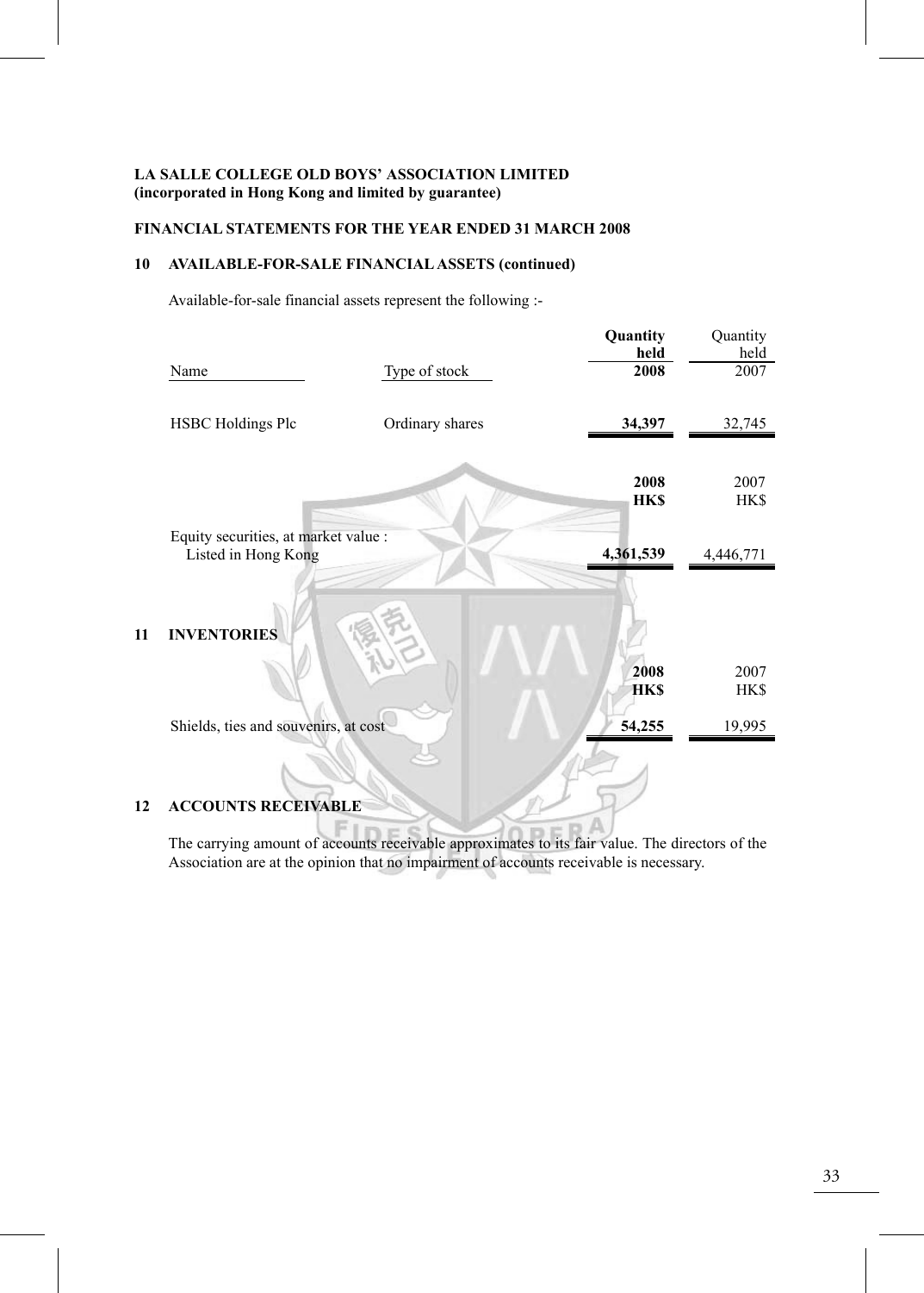**LA SALLE COLLEGE OLD BOYS' ASSOCIATION LIMITED**
**(incorporated in Hong Kong and limited by guarantee)**

**FINANCIAL STATEMENTS FOR THE YEAR ENDED 31 MARCH 2008**

## 10 AVAILABLE-FOR-SALE FINANCIAL ASSETS (continued)

Available-for-sale financial assets represent the following :-

| Name | Type of stock | **Quantity held 2008** | Quantity held 2007 |
|---|---|---|---|
| HSBC Holdings Plc | Ordinary shares | **34,397** | 32,745 |

| | **2008 HK$** | 2007 HK$ |
|---|---|---|
| Equity securities, at market value : Listed in Hong Kong | **4,361,539** | 4,446,771 |

## 11 INVENTORIES

| | **2008 HK$** | 2007 HK$ |
|---|---|---|
| Shields, ties and souvenirs, at cost | **54,255** | 19,995 |

## 12 ACCOUNTS RECEIVABLE

The carrying amount of accounts receivable approximates to its fair value. The directors of the Association are at the opinion that no impairment of accounts receivable is necessary.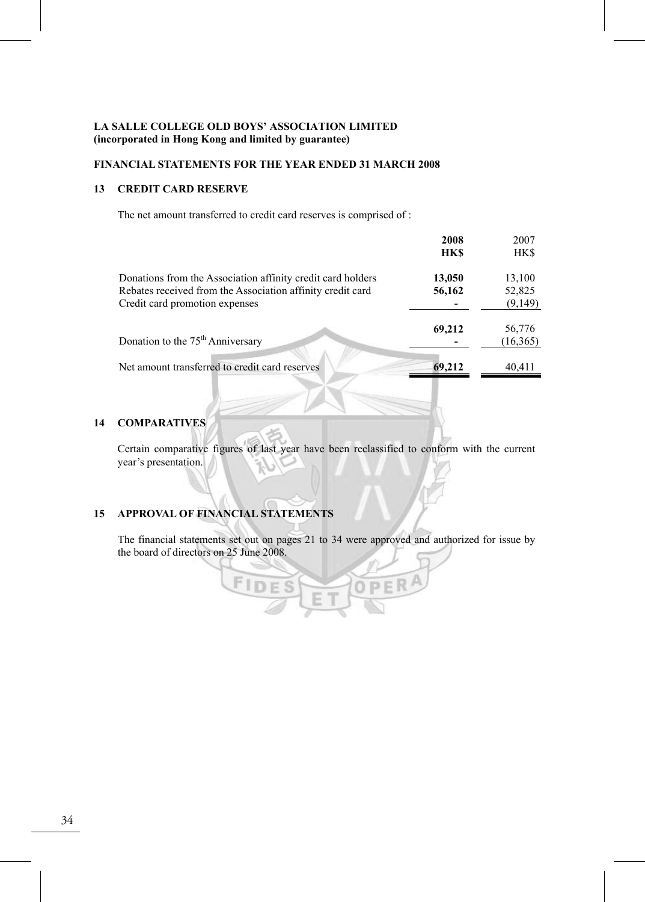**LA SALLE COLLEGE OLD BOYS' ASSOCIATION LIMITED**
**(incorporated in Hong Kong and limited by guarantee)**

**FINANCIAL STATEMENTS FOR THE YEAR ENDED 31 MARCH 2008**

## 13 CREDIT CARD RESERVE

The net amount transferred to credit card reserves is comprised of :

| | **2008** **HK$** | 2007 HK$ |
|---|---|---|
| Donations from the Association affinity credit card holders | **13,050** | 13,100 |
| Rebates received from the Association affinity credit card | **56,162** | 52,825 |
| Credit card promotion expenses | **-** | (9,149) |
| | **69,212** | 56,776 |
| Donation to the 75th Anniversary | **-** | (16,365) |
| Net amount transferred to credit card reserves | **69,212** | 40,411 |

## 14 COMPARATIVES

Certain comparative figures of last year have been reclassified to conform with the current year's presentation.

## 15 APPROVAL OF FINANCIAL STATEMENTS

The financial statements set out on pages 21 to 34 were approved and authorized for issue by the board of directors on 25 June 2008.